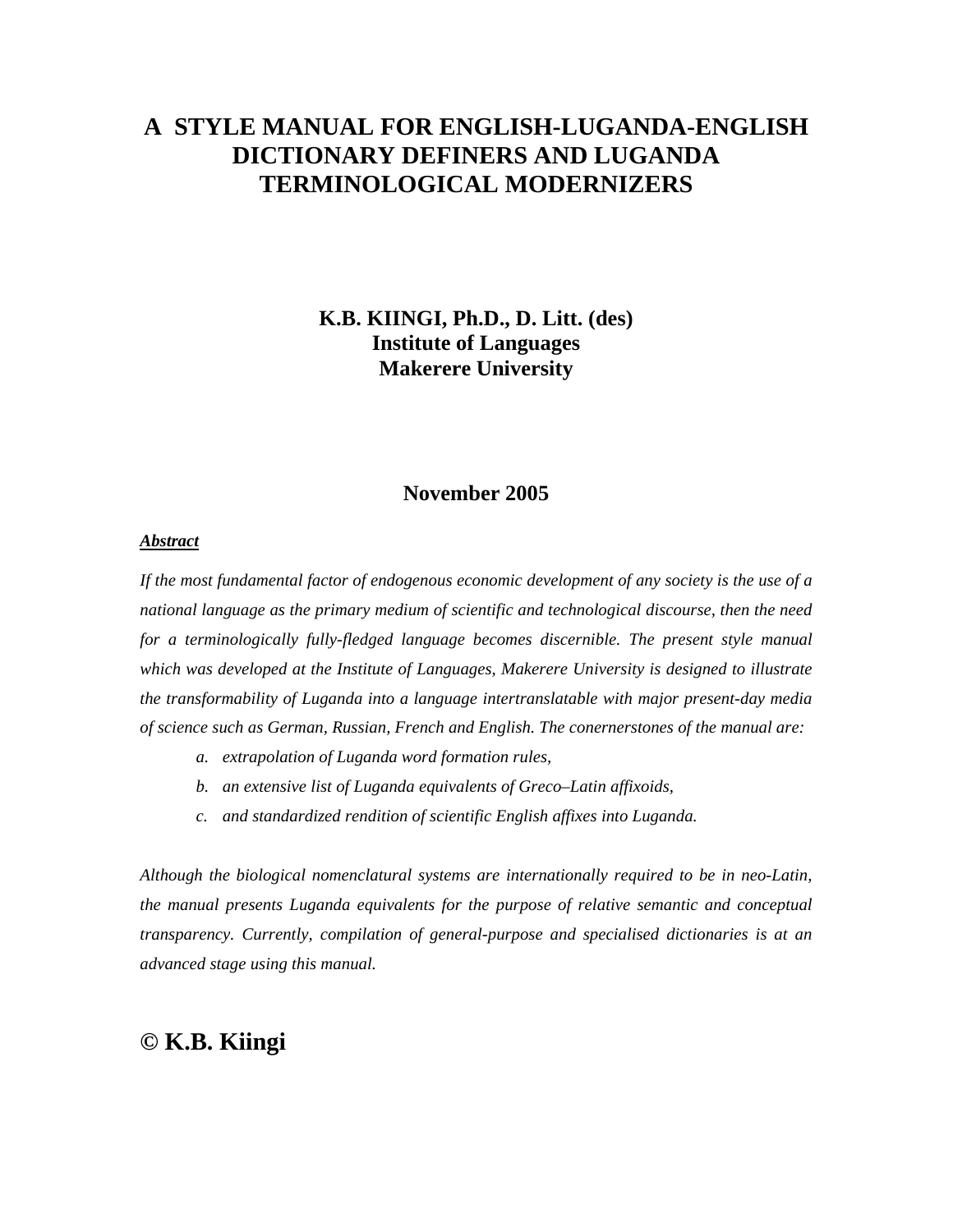# A STYLE MANUAL FOR ENGLISH-LUGANDA-ENGLISH DICTIONARY DEFINERS AND LUGANDA TERMINOLOGICAL MODERNIZERS

**K.B. KIINGI, Ph.D., D. Litt. (des)**
**Institute of Languages**
**Makerere University**

**November 2005**

***Abstract***

*If the most fundamental factor of endogenous economic development of any society is the use of a national language as the primary medium of scientific and technological discourse, then the need for a terminologically fully-fledged language becomes discernible. The present style manual which was developed at the Institute of Languages, Makerere University is designed to illustrate the transformability of Luganda into a language intertranslatable with major present-day media of science such as German, Russian, French and English. The conernerstones of the manual are:*

a. *extrapolation of Luganda word formation rules,*
b. *an extensive list of Luganda equivalents of Greco–Latin affixoids,*
c. *and standardized rendition of scientific English affixes into Luganda.*

*Although the biological nomenclatural systems are internationally required to be in neo-Latin, the manual presents Luganda equivalents for the purpose of relative semantic and conceptual transparency. Currently, compilation of general-purpose and specialised dictionaries is at an advanced stage using this manual.*

## © K.B. Kiingi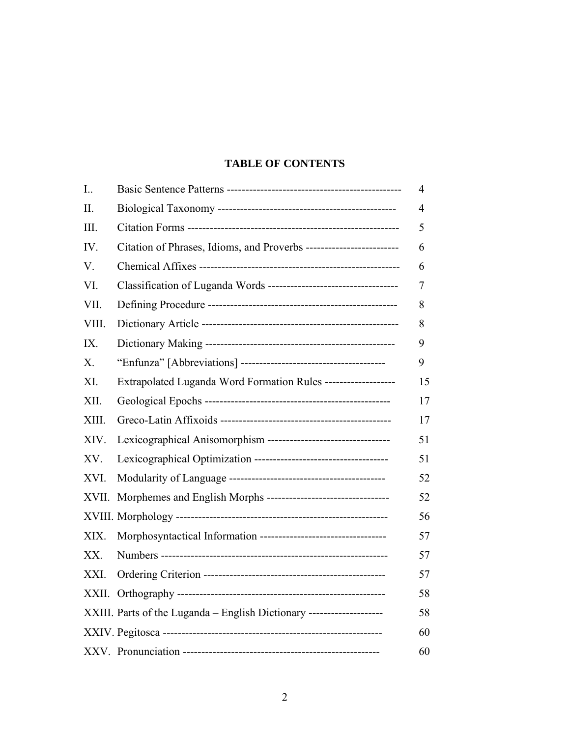## TABLE OF CONTENTS

| | | |
|---|---|---|
| I.. | Basic Sentence Patterns ---------------------------------------------- | 4 |
| II. | Biological Taxonomy ----------------------------------------------- | 4 |
| III. | Citation Forms ------------------------------------------------------- | 5 |
| IV. | Citation of Phrases, Idioms, and Proverbs ------------------------ | 6 |
| V. | Chemical Affixes ---------------------------------------------------- | 6 |
| VI. | Classification of Luganda Words ---------------------------------- | 7 |
| VII. | Defining Procedure ------------------------------------------------- | 8 |
| VIII. | Dictionary Article --------------------------------------------------- | 8 |
| IX. | Dictionary Making -------------------------------------------------- | 9 |
| X. | "Enfunza" [Abbreviations] -------------------------------------- | 9 |
| XI. | Extrapolated Luganda Word Formation Rules ------------------- | 15 |
| XII. | Geological Epochs ------------------------------------------------- | 17 |
| XIII. | Greco-Latin Affixoids -------------------------------------------- | 17 |
| XIV. | Lexicographical Anisomorphism --------------------------------- | 51 |
| XV. | Lexicographical Optimization ----------------------------------- | 51 |
| XVI. | Modularity of Language ----------------------------------------- | 52 |
| XVII. | Morphemes and English Morphs --------------------------------- | 52 |
| XVIII. | Morphology ------------------------------------------------------- | 56 |
| XIX. | Morphosyntactical Information ---------------------------------- | 57 |
| XX. | Numbers ----------------------------------------------------------- | 57 |
| XXI. | Ordering Criterion ------------------------------------------------ | 57 |
| XXII. | Orthography ------------------------------------------------------ | 58 |
| XXIII. | Parts of the Luganda – English Dictionary -------------------- | 58 |
| XXIV. | Pegitosca --------------------------------------------------------- | 60 |
| XXV. | Pronunciation --------------------------------------------------- | 60 |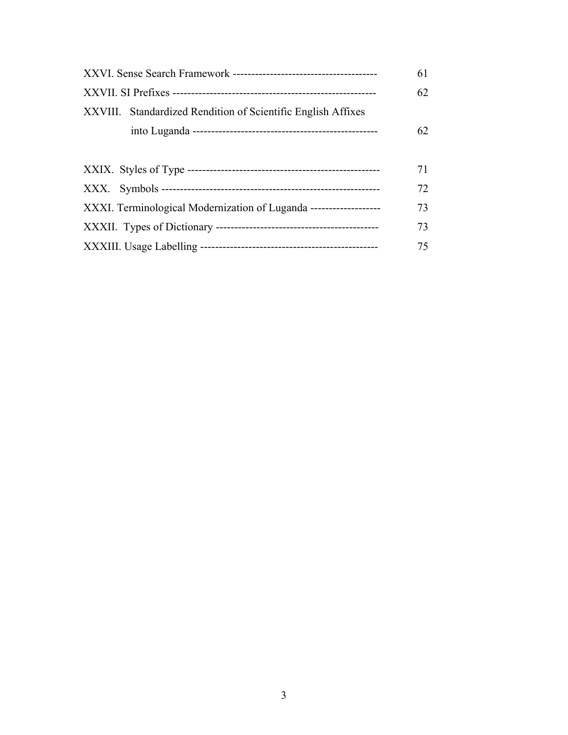XXVI. Sense Search Framework -------------------------------------- 61

XXVII. SI Prefixes ------------------------------------------------------ 62

XXVIII. Standardized Rendition of Scientific English Affixes into Luganda ------------------------------------------------- 62

XXIX. Styles of Type --------------------------------------------------- 71

XXX. Symbols ---------------------------------------------------------- 72

XXXI. Terminological Modernization of Luganda ------------------- 73

XXXII. Types of Dictionary ------------------------------------------- 73

XXXIII. Usage Labelling ----------------------------------------------- 75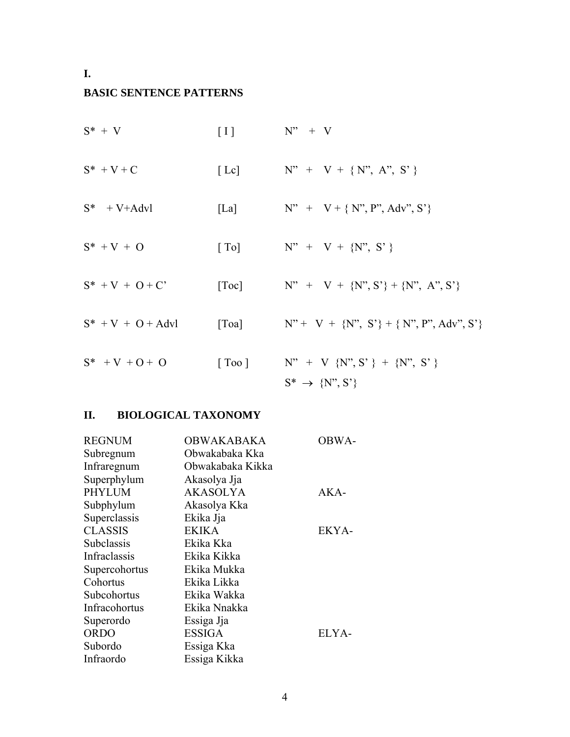# I.

## BASIC SENTENCE PATTERNS

| | | |
|---|---|---|
| S* + V | [ I ] | N” + V |
| S* + V + C | [ Lc] | N” + V + { N”, A”, S’ } |
| S* + V+Advl | [La] | N” + V + { N”, P”, Adv”, S’} |
| S* + V + O | [ To] | N” + V + {N”, S’ } |
| S* + V + O + C’ | [Toc] | N” + V + {N”, S’} + {N”, A”, S’} |
| S* + V + O + Advl | [Toa] | N” + V + {N”, S’} + { N”, P”, Adv”, S’} |
| S* + V + O + O | [ Too ] | N” + V {N”, S’ } + {N”, S’ } |
| | | S* → {N”, S’} |

## II. BIOLOGICAL TAXONOMY

| | | |
|---|---|---|
| REGNUM | OBWAKABAKA | OBWA- |
| Subregnum | Obwakabaka Kka | |
| Infraregnum | Obwakabaka Kikka | |
| Superphylum | Akasolya Jja | |
| PHYLUM | AKASOLYA | AKA- |
| Subphylum | Akasolya Kka | |
| Superclassis | Ekika Jja | |
| CLASSIS | EKIKA | EKYA- |
| Subclassis | Ekika Kka | |
| Infraclassis | Ekika Kikka | |
| Supercohortus | Ekika Mukka | |
| Cohortus | Ekika Likka | |
| Subcohortus | Ekika Wakka | |
| Infracohortus | Ekika Nnakka | |
| Superordo | Essiga Jja | |
| ORDO | ESSIGA | ELYA- |
| Subordo | Essiga Kka | |
| Infraordo | Essiga Kikka | |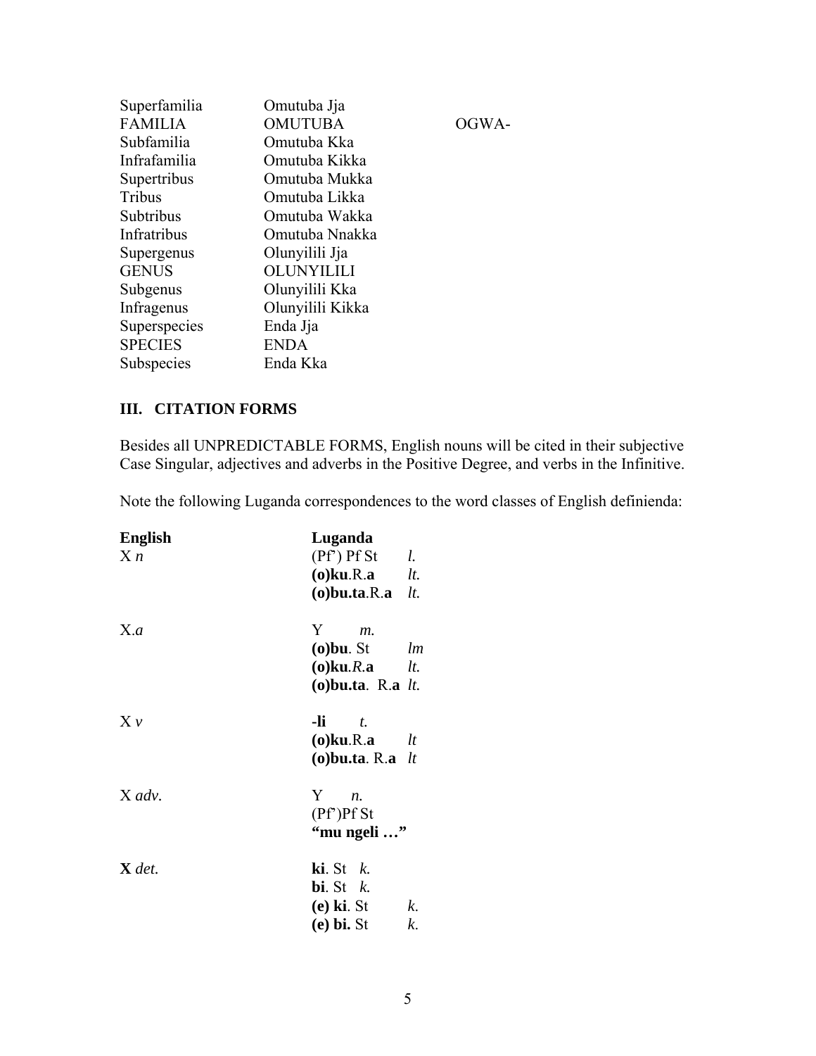| | | |
|---|---|---|
| Superfamilia | Omutuba Jja | |
| FAMILIA | OMUTUBA | OGWA- |
| Subfamilia | Omutuba Kka | |
| Infrafamilia | Omutuba Kikka | |
| Supertribus | Omutuba Mukka | |
| Tribus | Omutuba Likka | |
| Subtribus | Omutuba Wakka | |
| Infratribus | Omutuba Nnakka | |
| Supergenus | Olunyilili Jja | |
| GENUS | OLUNYILILI | |
| Subgenus | Olunyilili Kka | |
| Infragenus | Olunyilili Kikka | |
| Superspecies | Enda Jja | |
| SPECIES | ENDA | |
| Subspecies | Enda Kka | |

## III. CITATION FORMS

Besides all UNPREDICTABLE FORMS, English nouns will be cited in their subjective Case Singular, adjectives and adverbs in the Positive Degree, and verbs in the Infinitive.

Note the following Luganda correspondences to the word classes of English definienda:

| **English** | **Luganda** | |
|---|---|---|
| X *n* | (Pf') Pf St | *l.* |
| | **(o)ku**.R.**a** | *lt.* |
| | **(o)bu.ta**.R.**a** | *lt.* |
| X.*a* | Y | *m.* |
| | **(o)bu**. St | *lm* |
| | **(o)ku**.*R*.**a** | *lt.* |
| | **(o)bu.ta**. R.**a** | *lt.* |
| X *v* | **-li** | *t.* |
| | **(o)ku**.R.**a** | *lt* |
| | **(o)bu.ta**. R.**a** | *lt* |
| X *adv.* | Y | *n.* |
| | (Pf')Pf St | |
| | **"mu ngeli …"** | |
| **X** *det.* | **ki**. St | *k.* |
| | **bi**. St | *k.* |
| | **(e) ki**. St | *k.* |
| | **(e) bi.** St | *k.* |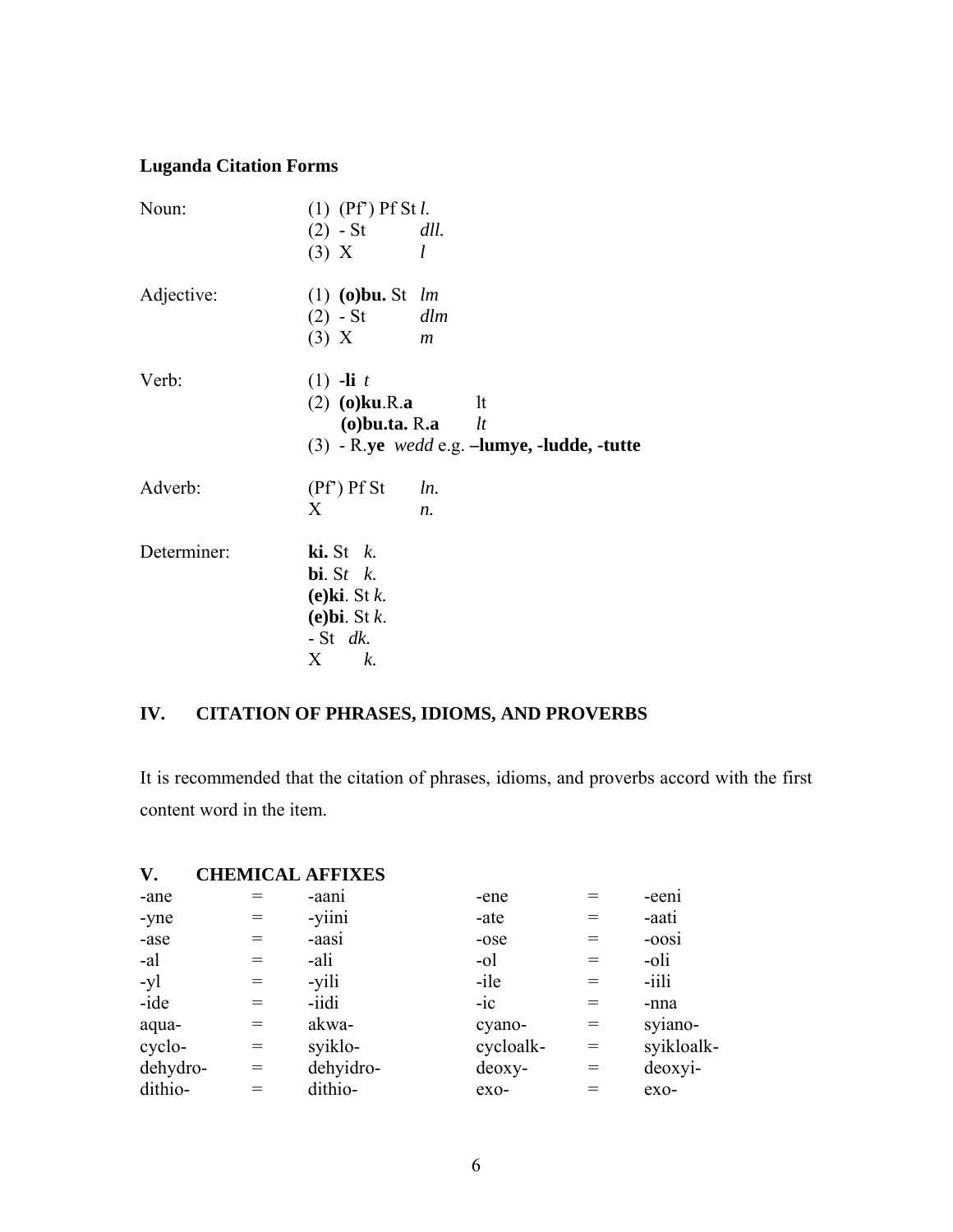**Luganda Citation Forms**

| | | | |
|---|---|---|---|
| Noun: | (1) (Pf') Pf St *l.* | | |
| | (2) - St | *dll.* | |
| | (3) X | *l* | |
| Adjective: | (1) **(o)bu.** St | *lm* | |
| | (2) - St | *dlm* | |
| | (3) X | *m* | |
| Verb: | (1) **-li** *t* | | |
| | (2) **(o)ku**.R.**a** | lt | |
| | **(o)bu.ta.** R**.a** | *lt* | |
| | (3) - R.**ye** *wedd* e.g. **–lumye, -ludde, -tutte** | | |
| Adverb: | (Pf') Pf St | *ln.* | |
| | X | *n.* | |
| Determiner: | **ki.** St *k.* | | |
| | **bi**. S*t k.* | | |
| | **(e)ki**. St *k.* | | |
| | **(e)bi**. St *k*. | | |
| | - St *dk.* | | |
| | X *k.* | | |

## IV. CITATION OF PHRASES, IDIOMS, AND PROVERBS

It is recommended that the citation of phrases, idioms, and proverbs accord with the first content word in the item.

## V. CHEMICAL AFFIXES

| | | | | | |
|---|---|---|---|---|---|
| -ane | = | -aani | -ene | = | -eeni |
| -yne | = | -yiini | -ate | = | -aati |
| -ase | = | -aasi | -ose | = | -oosi |
| -al | = | -ali | -ol | = | -oli |
| -yl | = | -yili | -ile | = | -iili |
| -ide | = | -iidi | -ic | = | -nna |
| aqua- | = | akwa- | cyano- | = | syiano- |
| cyclo- | = | syiklo- | cycloalk- | = | syikloalk- |
| dehydro- | = | dehyidro- | deoxy- | = | deoxyi- |
| dithio- | = | dithio- | exo- | = | exo- |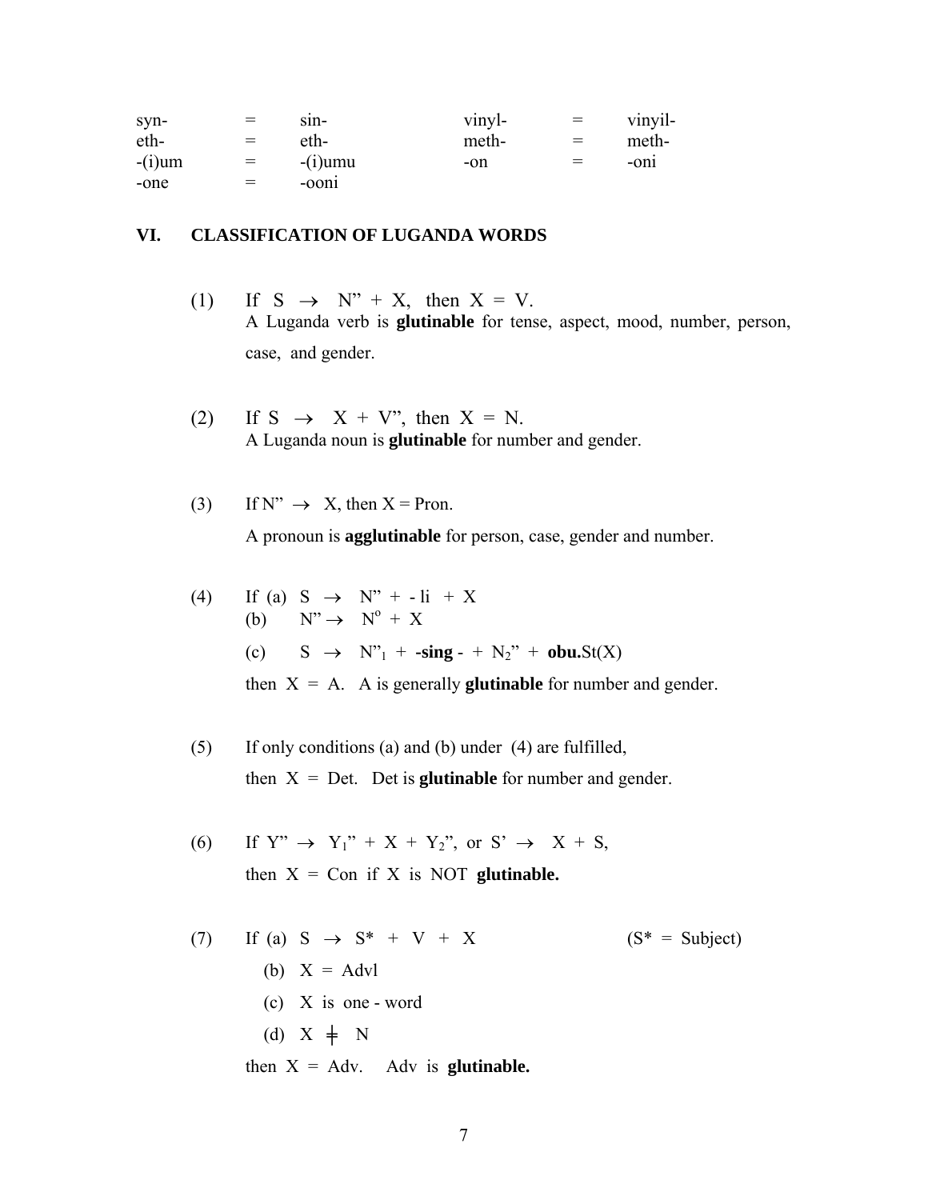| | | | | | |
|---|---|---|---|---|---|
| syn- | = | sin- | vinyl- | = | vinyil- |
| eth- | = | eth- | meth- | = | meth- |
| -(i)um | = | -(i)umu | -on | = | -oni |
| -one | = | -ooni | | | |

## VI. CLASSIFICATION OF LUGANDA WORDS

(1) If $S \rightarrow N'' + X$, then $X = V$.
A Luganda verb is **glutinable** for tense, aspect, mood, number, person, case, and gender.

(2) If $S \rightarrow X + V''$, then $X = N$.
A Luganda noun is **glutinable** for number and gender.

(3) If $N'' \rightarrow X$, then $X = Pron$.
A pronoun is **agglutinable** for person, case, gender and number.

(4) If (a) $S \rightarrow N'' +$ - li $+ X$
(b) $N'' \rightarrow N^o + X$
(c) $S \rightarrow N''_1 +$ **-sing** - $+ N_2'' +$ **obu.**St(X)
then $X = A$. A is generally **glutinable** for number and gender.

(5) If only conditions (a) and (b) under (4) are fulfilled,
then $X = Det$. Det is **glutinable** for number and gender.

(6) If $Y'' \rightarrow Y_1'' + X + Y_2''$, or $S' \rightarrow X + S$,
then $X = Con$ if X is NOT **glutinable.**

(7) If (a) $S \rightarrow S^* + V + X$ ($S^*$ = Subject)
(b) $X = Advl$
(c) X is one - word
(d) $X \neq N$
then $X = Adv$. Adv is **glutinable.**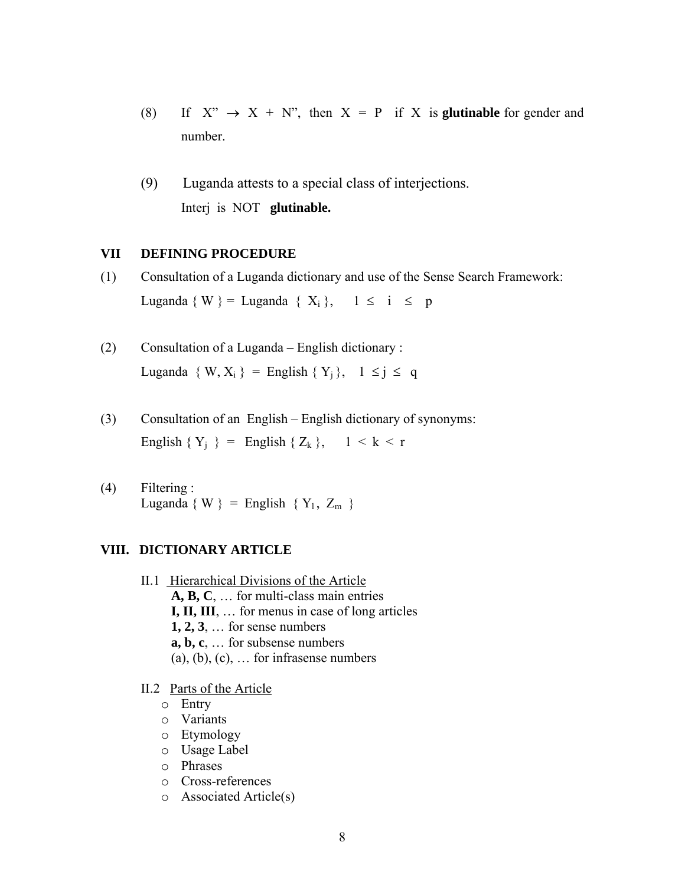(8) If $X'' \rightarrow X + N''$, then $X = P$ if $X$ is **glutinable** for gender and number.

(9) Luganda attests to a special class of interjections.
Interj is NOT **glutinable.**

## VII DEFINING PROCEDURE

(1) Consultation of a Luganda dictionary and use of the Sense Search Framework:
Luganda { W } = Luganda { $X_i$ }, $1 \leq i \leq p$

(2) Consultation of a Luganda – English dictionary :
Luganda { W, $X_i$ } = English { $Y_j$ }, $1 \leq j \leq q$

(3) Consultation of an English – English dictionary of synonyms:
English { $Y_j$ } = English { $Z_k$ }, $1 < k < r$

(4) Filtering :
Luganda { W } = English { $Y_1$, $Z_m$ }

## VIII. DICTIONARY ARTICLE

II.1 <u>Hierarchical Divisions of the Article</u>
**A, B, C**, … for multi-class main entries
**I, II, III**, … for menus in case of long articles
**1, 2, 3**, … for sense numbers
**a, b, c**, … for subsense numbers
(a), (b), (c), … for infrasense numbers

II.2 <u>Parts of the Article</u>

- Entry
- Variants
- Etymology
- Usage Label
- Phrases
- Cross-references
- Associated Article(s)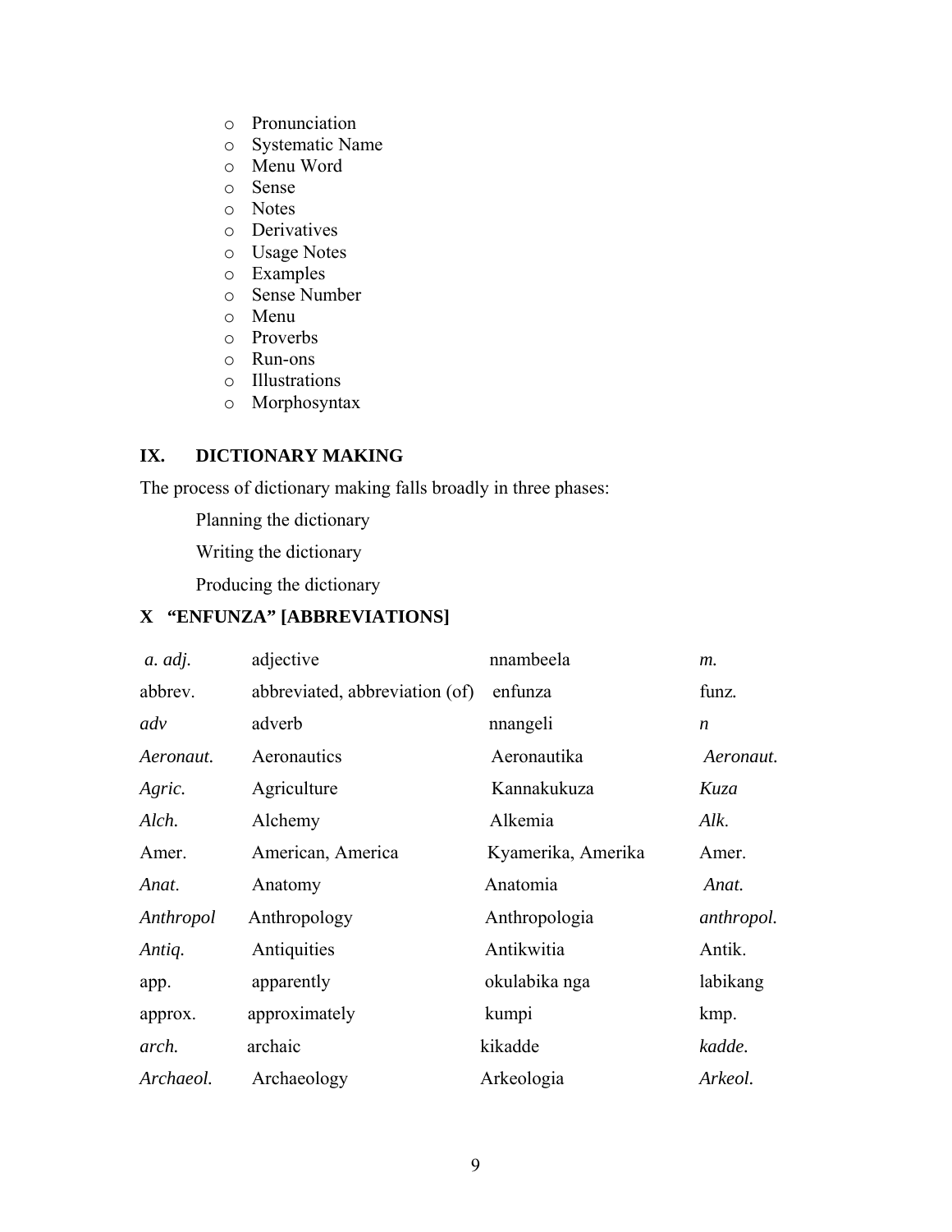- Pronunciation
- Systematic Name
- Menu Word
- Sense
- Notes
- Derivatives
- Usage Notes
- Examples
- Sense Number
- Menu
- Proverbs
- Run-ons
- Illustrations
- Morphosyntax

## IX. DICTIONARY MAKING

The process of dictionary making falls broadly in three phases:

Planning the dictionary

Writing the dictionary

Producing the dictionary

## X "ENFUNZA" [ABBREVIATIONS]

| | | | |
|---|---|---|---|
| *a. adj.* | adjective | nnambeela | *m.* |
| abbrev. | abbreviated, abbreviation (of) | enfunza | funz. |
| *adv* | adverb | nnangeli | *n* |
| *Aeronaut.* | Aeronautics | Aeronautika | *Aeronaut.* |
| *Agric.* | Agriculture | Kannakukuza | *Kuza* |
| *Alch.* | Alchemy | Alkemia | *Alk.* |
| Amer. | American, America | Kyamerika, Amerika | Amer. |
| *Anat.* | Anatomy | Anatomia | *Anat.* |
| *Anthropol* | Anthropology | Anthropologia | *anthropol.* |
| *Antiq.* | Antiquities | Antikwitia | Antik. |
| app. | apparently | okulabika nga | labikang |
| approx. | approximately | kumpi | kmp. |
| *arch.* | archaic | kikadde | *kadde.* |
| *Archaeol.* | Archaeology | Arkeologia | *Arkeol.* |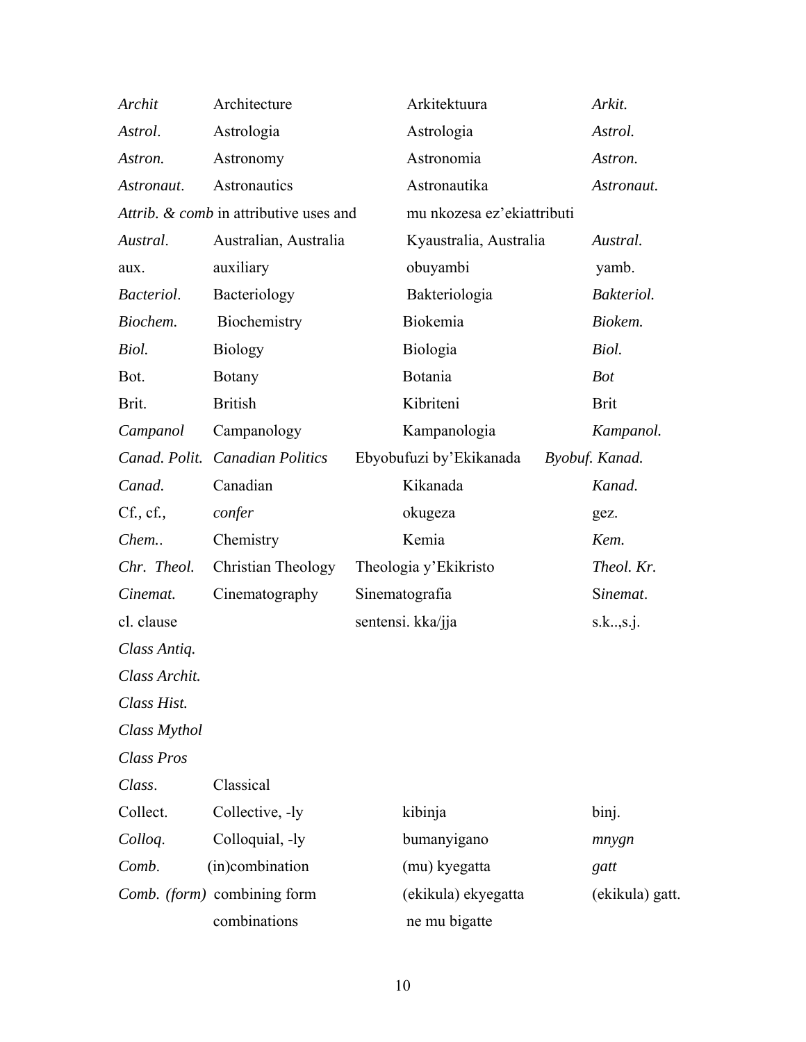| | | | |
|---|---|---|---|
| *Archit* | Architecture | Arkitektuura | *Arkit.* |
| *Astrol*. | Astrologia | Astrologia | *Astrol.* |
| *Astron.* | Astronomy | Astronomia | *Astron.* |
| *Astronaut*. | Astronautics | Astronautika | *Astronaut.* |
| *Attrib. & comb* | in attributive uses and | mu nkozesa ez'ekiattributi | |
| *Austral*. | Australian, Australia | Kyaustralia, Australia | *Austral.* |
| aux. | auxiliary | obuyambi | yamb. |
| *Bacteriol*. | Bacteriology | Bakteriologia | *Bakteriol.* |
| *Biochem.* | Biochemistry | Biokemia | *Biokem.* |
| *Biol.* | Biology | Biologia | *Biol.* |
| Bot. | Botany | Botania | *Bot* |
| Brit. | British | Kibriteni | Brit |
| *Campanol* | Campanology | Kampanologia | *Kampanol.* |
| *Canad. Polit.* | *Canadian Politics* | Ebyobufuzi by'Ekikanada | *Byobuf. Kanad.* |
| *Canad.* | Canadian | Kikanada | *Kanad.* |
| Cf*.,* cf*.,* | *confer* | okugeza | gez. |
| *Chem..* | Chemistry | Kemia | *Kem.* |
| *Chr. Theol.* | Christian Theology | Theologia y'Ekikristo | *Theol. Kr.* |
| *Cinemat.* | Cinematography | Sinematografia | S*inemat*. |
| cl. clause | | sentensi. kka/jja | s.k..,s.j. |
| *Class Antiq.* | | | |
| *Class Archit.* | | | |
| *Class Hist.* | | | |
| *Class Mythol* | | | |
| *Class Pros* | | | |
| *Class*. | Classical | | |
| Collect. | Collective, -ly | kibinja | binj. |
| *Colloq*. | Colloquial, -ly | bumanyigano | *mnygn* |
| *Comb*. | (in)combination | (mu) kyegatta | *gatt* |
| *Comb. (form)* | combining form | (ekikula) ekyegatta | (ekikula) gatt. |
| | combinations | ne mu bigatte | |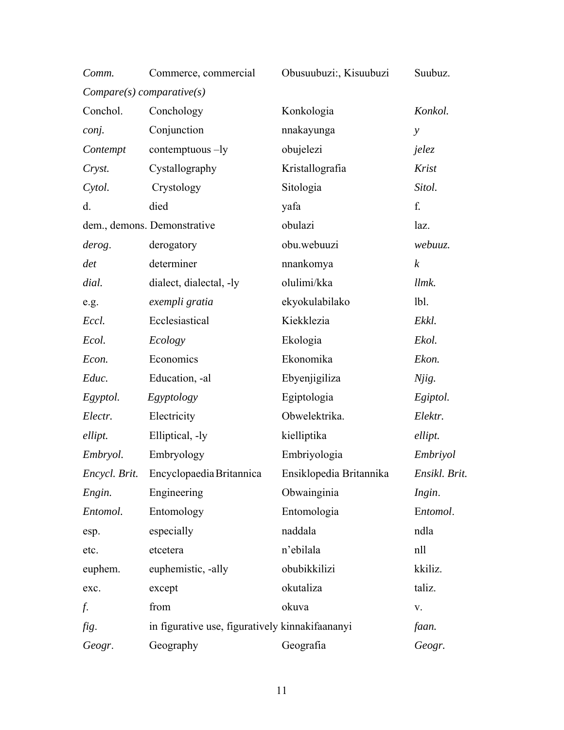| | | | |
|---|---|---|---|
| *Comm.* | Commerce, commercial | Obusuubuzi:, Kisuubuzi | Suubuz. |
| *Compare(s) comparative(s)* | | | |
| Conchol. | Conchology | Konkologia | *Konkol.* |
| *conj.* | Conjunction | nnakayunga | *y* |
| *Contempt* | contemptuous –ly | obujelezi | *jelez* |
| *Cryst.* | Cystallography | Kristallografia | *Krist* |
| *Cytol.* | Crystology | Sitologia | *Sitol.* |
| d. | died | yafa | f. |
| dem., demons. | Demonstrative | obulazi | laz. |
| *derog*. | derogatory | obu.webuuzi | *webuuz.* |
| *det* | determiner | nnankomya | *k* |
| *dial.* | dialect, dialectal, -ly | olulimi/kka | *llmk.* |
| e.g. | *exempli gratia* | ekyokulabilako | lbl. |
| *Eccl.* | Ecclesiastical | Kiekklezia | *Ekkl.* |
| *Ecol.* | *Ecology* | Ekologia | *Ekol.* |
| *Econ.* | Economics | Ekonomika | *Ekon.* |
| *Educ.* | Education, -al | Ebyenjigiliza | *Njig.* |
| *Egyptol.* | *Egyptology* | Egiptologia | *Egiptol.* |
| *Electr.* | Electricity | Obwelektrika. | *Elektr.* |
| *ellipt.* | Elliptical, -ly | kielliptika | *ellipt.* |
| *Embryol.* | Embryology | Embriyologia | *Embriyol* |
| *Encycl. Brit.* | Encyclopaedia Britannica | Ensiklopedia Britannika | *Ensikl. Brit.* |
| *Engin.* | Engineering | Obwainginia | *Ingin*. |
| *Entomol*. | Entomology | Entomologia | E*ntomol*. |
| esp. | especially | naddala | ndla |
| etc. | etcetera | n'ebilala | nll |
| euphem. | euphemistic, -ally | obubikkilizi | kkiliz. |
| exc. | except | okutaliza | taliz. |
| *f*. | from | okuva | v. |
| *fig*. | in figurative use, figuratively | kinnakifaananyi | *faan.* |
| *Geogr*. | Geography | Geografia | *Geogr.* |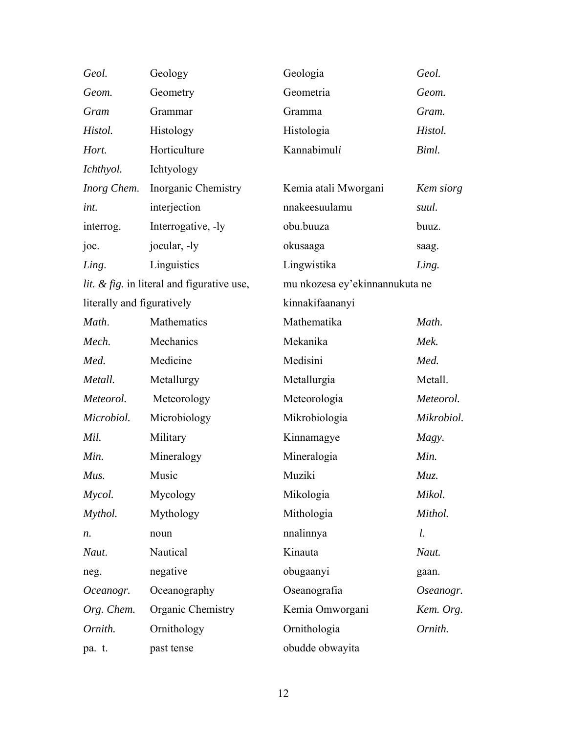| | | | |
|---|---|---|---|
| *Geol.* | Geology | Geologia | *Geol.* |
| *Geom.* | Geometry | Geometria | *Geom.* |
| *Gram* | Grammar | Gramma | *Gram.* |
| *Histol.* | Histology | Histologia | *Histol.* |
| *Hort.* | Horticulture | Kannabimul*i* | *Biml.* |
| *Ichthyol.* | Ichtyology | | |
| *Inorg Chem*. | Inorganic Chemistry | Kemia atali Mworgani | *Kem siorg* |
| *int.* | interjection | nnakeesuulamu | *suul.* |
| interrog. | Interrogative, -ly | obu.buuza | buuz. |
| joc. | jocular, -ly | okusaaga | saag. |
| *Ling*. | Linguistics | Lingwistika | *Ling.* |
| *lit. & fig.* in literal and figurative use, literally and figuratively | | mu nkozesa ey'ekinnannukuta ne kinnakifaananyi | |
| *Math*. | Mathematics | Mathematika | *Math.* |
| *Mech.* | Mechanics | Mekanika | *Mek.* |
| *Med.* | Medicine | Medisini | *Med.* |
| *Metall.* | Metallurgy | Metallurgia | Metall. |
| *Meteorol.* | Meteorology | Meteorologia | *Meteorol.* |
| *Microbiol.* | Microbiology | Mikrobiologia | *Mikrobiol.* |
| *Mil.* | Military | Kinnamagye | *Magy*. |
| *Min.* | Mineralogy | Mineralogia | *Min.* |
| *Mus.* | Music | Muziki | *Muz.* |
| *Mycol.* | Mycology | Mikologia | *Mikol.* |
| *Mythol.* | Mythology | Mithologia | *Mithol.* |
| *n.* | noun | nnalinnya | *l.* |
| *Naut*. | Nautical | Kinauta | *Naut.* |
| neg. | negative | obugaanyi | gaan. |
| *Oceanogr.* | Oceanography | Oseanografia | *Oseanogr.* |
| *Org. Chem.* | Organic Chemistry | Kemia Omworgani | *Kem. Org.* |
| *Ornith.* | Ornithology | Ornithologia | *Ornith.* |
| pa. t. | past tense | obudde obwayita | |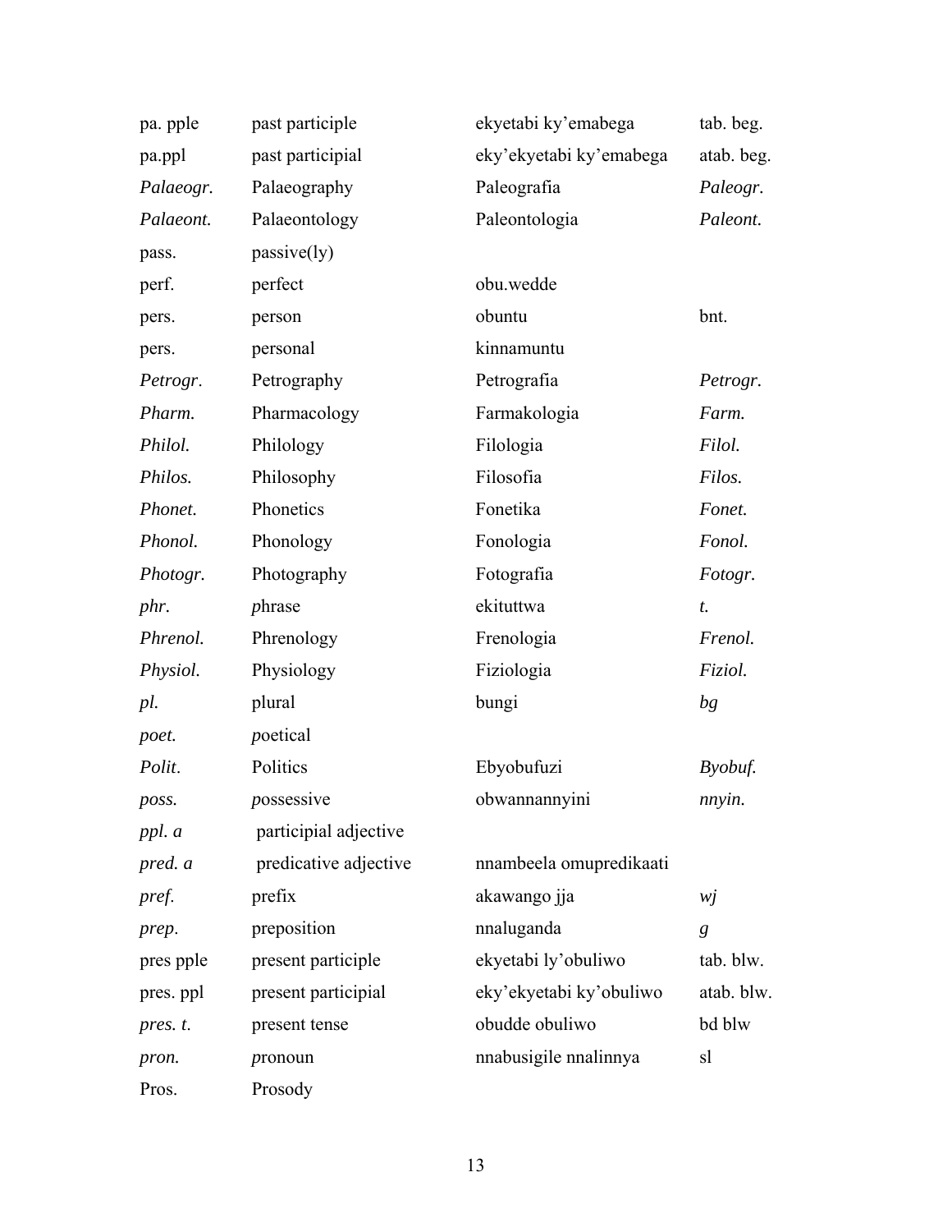| | | | |
|---|---|---|---|
| pa. pple | past participle | ekyetabi ky'emabega | tab. beg. |
| pa.ppl | past participial | eky'ekyetabi ky'emabega | atab. beg. |
| *Palaeogr.* | Palaeography | Paleografia | *Paleogr.* |
| *Palaeont.* | Palaeontology | Paleontologia | *Paleont.* |
| pass. | passive(ly) | | |
| perf. | perfect | obu.wedde | |
| pers. | person | obuntu | bnt. |
| pers. | personal | kinnamuntu | |
| *Petrogr*. | Petrography | Petrografia | *Petrogr.* |
| *Pharm.* | Pharmacology | Farmakologia | *Farm.* |
| *Philol.* | Philology | Filologia | *Filol.* |
| *Philos.* | Philosophy | Filosofia | *Filos.* |
| *Phonet.* | Phonetics | Fonetika | *Fonet.* |
| *Phonol.* | Phonology | Fonologia | *Fonol.* |
| *Photogr.* | Photography | Fotografia | *Fotogr.* |
| *phr.* | *p*hrase | ekituttwa | *t.* |
| *Phrenol.* | Phrenology | Frenologia | *Frenol.* |
| *Physiol.* | Physiology | Fiziologia | *Fiziol.* |
| *pl.* | plural | bungi | *bg* |
| *poet.* | *p*oetical | | |
| *Polit*. | Politics | Ebyobufuzi | *Byobuf.* |
| *poss.* | *p*ossessive | obwannannyini | *nnyin.* |
| *ppl. a* | participial adjective | | |
| *pred. a* | predicative adjective | nnambeela omupredikaati | |
| *pref.* | prefix | akawango jja | *wj* |
| *prep*. | preposition | nnaluganda | *g* |
| pres pple | present participle | ekyetabi ly'obuliwo | tab. blw. |
| pres. ppl | present participial | eky'ekyetabi ky'obuliwo | atab. blw. |
| *pres. t.* | present tense | obudde obuliwo | bd blw |
| *pron.* | *p*ronoun | nnabusigile nnalinnya | sl |
| Pros. | Prosody | | |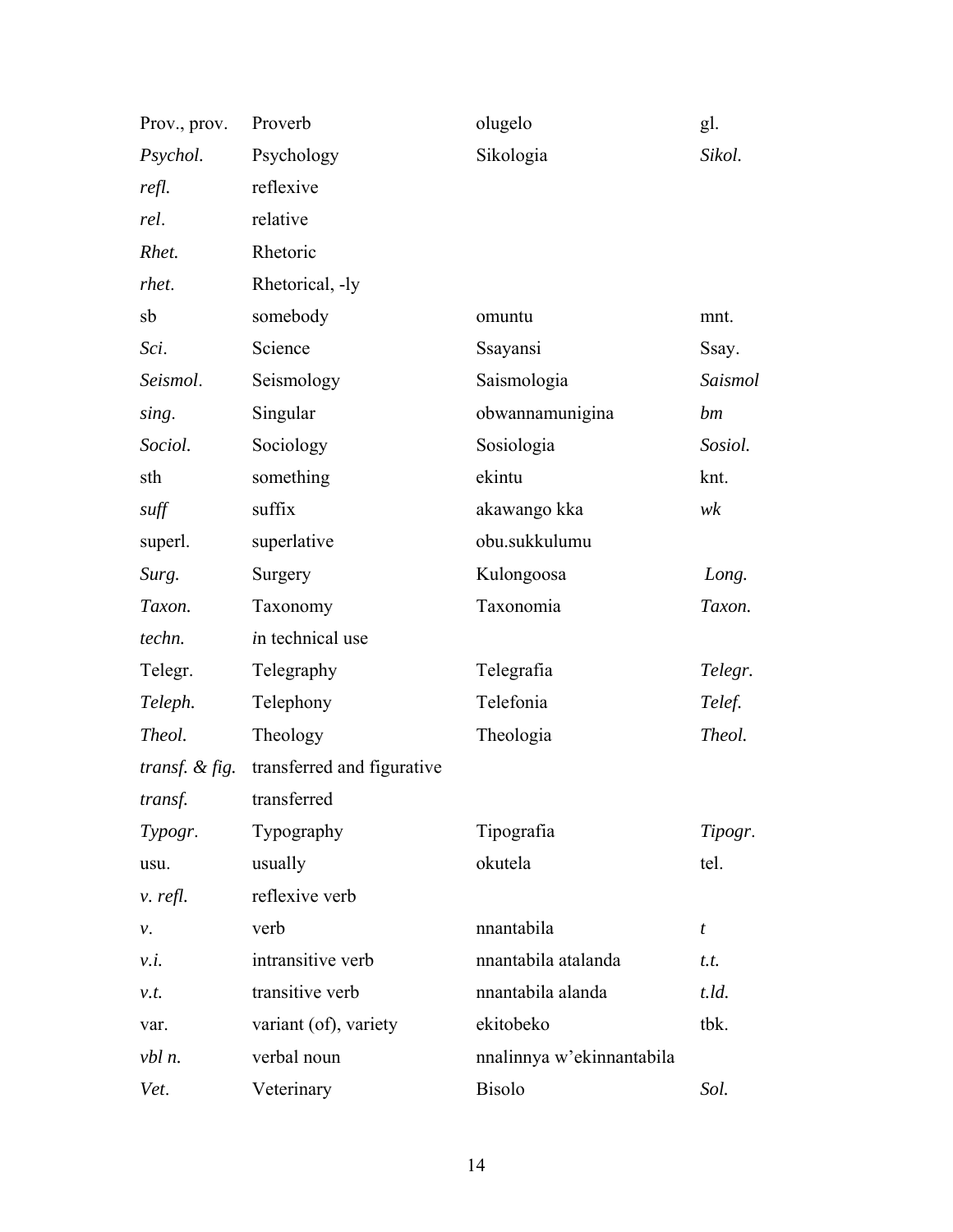| | | | |
|---|---|---|---|
| Prov., prov. | Proverb | olugelo | gl. |
| *Psychol.* | Psychology | Sikologia | *Sikol.* |
| *refl.* | reflexive | | |
| *rel*. | relative | | |
| *Rhet.* | Rhetoric | | |
| *rhet*. | Rhetorical, -ly | | |
| sb | somebody | omuntu | mnt. |
| *Sci*. | Science | Ssayansi | Ssay. |
| *Seismol*. | Seismology | Saismologia | *Saismol* |
| *sing*. | Singular | obwannamunigina | *bm* |
| *Sociol.* | Sociology | Sosiologia | *Sosiol.* |
| sth | something | ekintu | knt. |
| *suff* | suffix | akawango kka | *wk* |
| superl. | superlative | obu.sukkulumu | |
| *Surg.* | Surgery | Kulongoosa | *Long.* |
| *Taxon.* | Taxonomy | Taxonomia | *Taxon.* |
| *techn.* | *i*n technical use | | |
| Telegr. | Telegraphy | Telegrafia | *Telegr*. |
| *Teleph.* | Telephony | Telefonia | *Telef.* |
| *Theol.* | Theology | Theologia | *Theol.* |
| *transf. & fig.* | transferred and figurative | | |
| *transf.* | transferred | | |
| *Typogr*. | Typography | Tipografia | *Tipogr*. |
| usu. | usually | okutela | tel. |
| *v. refl.* | reflexive verb | | |
| *v*. | verb | nnantabila | *t* |
| *v.i.* | intransitive verb | nnantabila atalanda | *t.t.* |
| *v.t.* | transitive verb | nnantabila alanda | *t.ld.* |
| var. | variant (of), variety | ekitobeko | tbk. |
| *vbl n.* | verbal noun | nnalinnya w'ekinnantabila | |
| *Vet*. | Veterinary | Bisolo | *Sol.* |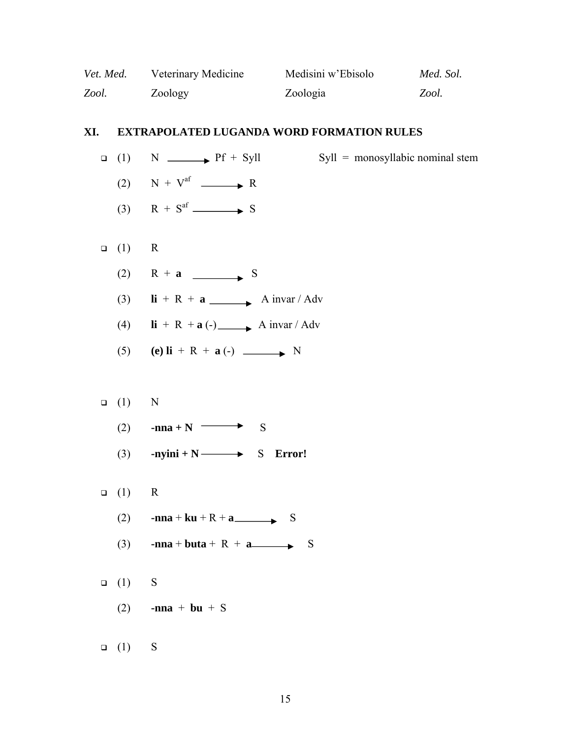| | | | |
|---|---|---|---|
| *Vet. Med.* | Veterinary Medicine | Medisini w'Ebisolo | *Med. Sol.* |
| *Zool.* | Zoology | Zoologia | *Zool.* |

## XI. EXTRAPOLATED LUGANDA WORD FORMATION RULES

- (1) N ⟶ Pf + Syll    Syll = monosyllabic nominal stem

  (2) N + V$^{af}$ ⟶ R

  (3) R + S$^{af}$ ⟶ S

- (1) R

  (2) R + **a** ⟶ S

  (3) **li** + R + **a** ⟶ A invar / Adv

  (4) **li** + R + **a** (-) ⟶ A invar / Adv

  (5) **(e) li** + R + **a** (-) ⟶ N

- (1) N

  (2) **-nna + N** ⟶ S

  (3) **-nyini + N** ⟶ S **Error!**

- (1) R

  (2) **-nna** + **ku** + R + **a** ⟶ S

  (3) **-nna** + **buta** + R + **a** ⟶ S

- (1) S

  (2) **-nna** + **bu** + S

- (1) S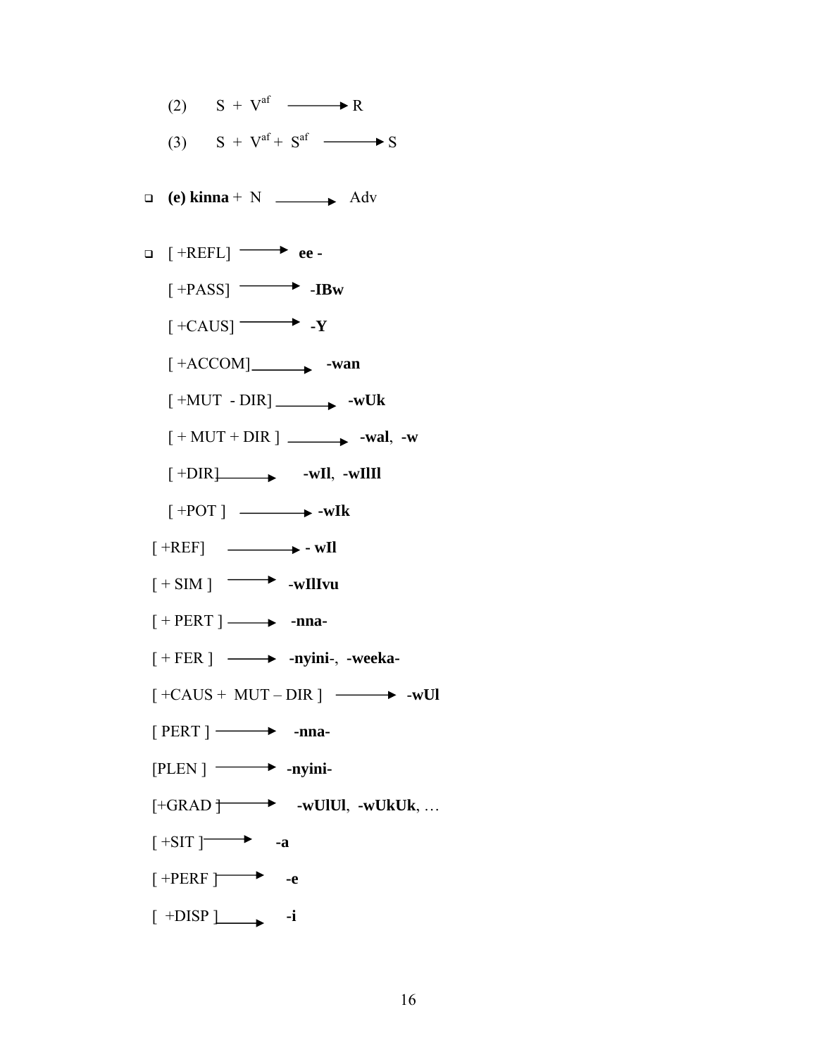(2) $S + V^{af} \longrightarrow R$

(3) $S + V^{af} + S^{af} \longrightarrow S$

- **(e) kinna** + N ⟶ Adv

- [ +REFL] ⟶ **ee -**

  [ +PASS] ⟶ -**IBw**

  [ +CAUS] ⟶ **-Y**

  [ +ACCOM] ⟶ **-wan**

  [ +MUT - DIR] ⟶ **-wUk**

  [ + MUT + DIR ] ⟶ **-wal**, **-w**

  [ +DIR] ⟶ **-wIl**, **-wIlIl**

  [ +POT ] ⟶ **-wIk**

[ +REF] ⟶ **- wIl**

[ + SIM ] ⟶ -**wIlIvu**

[ + PERT ] ⟶ **-nna-**

[ + FER ] ⟶ **-nyini-**, **-weeka-**

[ +CAUS + MUT – DIR ] ⟶ **-wUl**

[ PERT ] ⟶ **-nna-**

[PLEN ] ⟶ **-nyini-**

[+GRAD ] ⟶ **-wUlUl**, **-wUkUk**, …

[ +SIT ] ⟶ **-a**

[ +PERF ] ⟶ **-e**

[ +DISP ] ⟶ **-i**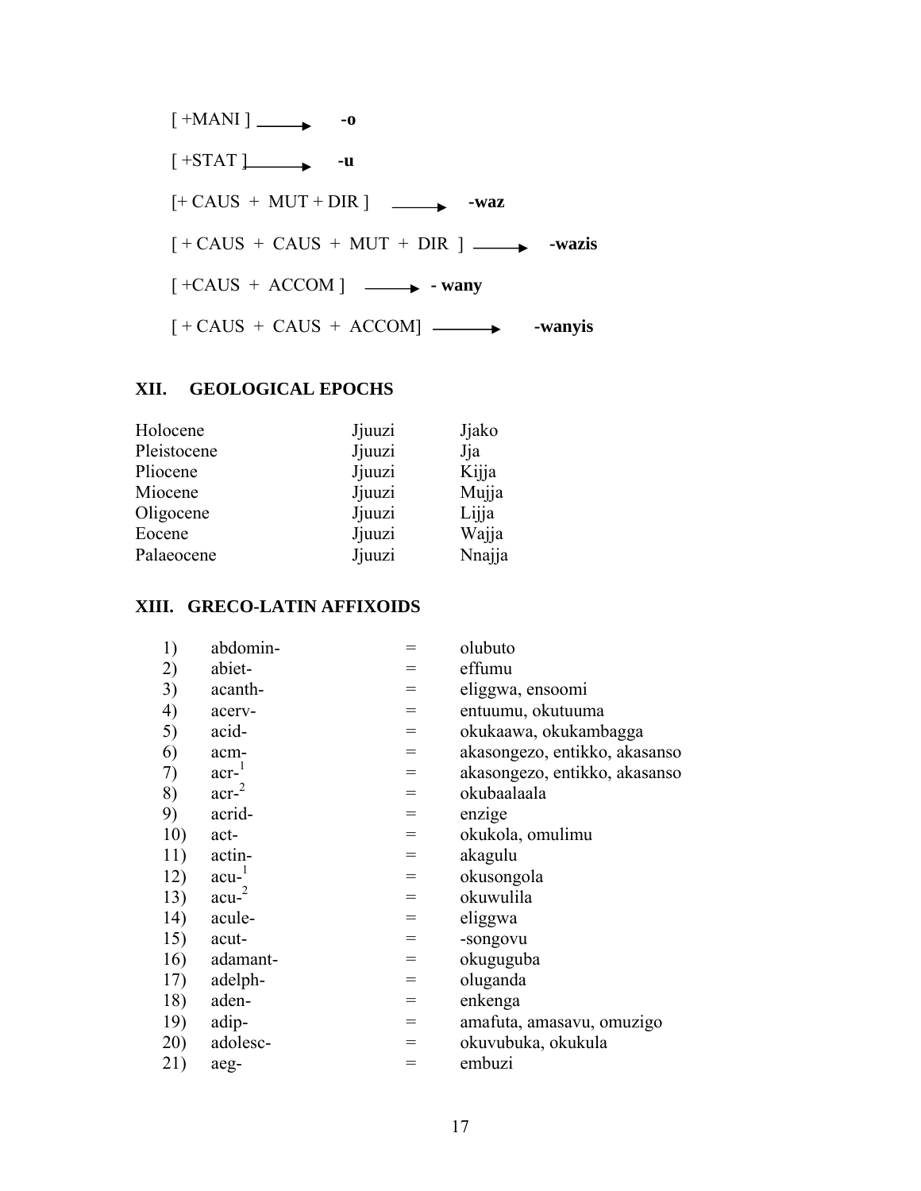[ +MANI ] → **-o**

[ +STAT ] → **-u**

[+ CAUS + MUT + DIR ] → **-waz**

[ + CAUS + CAUS + MUT + DIR ] → **-wazis**

[ +CAUS + ACCOM ] → **- wany**

[ + CAUS + CAUS + ACCOM] → **-wanyis**

## XII. GEOLOGICAL EPOCHS

| | | |
|---|---|---|
| Holocene | Jjuuzi | Jjako |
| Pleistocene | Jjuuzi | Jja |
| Pliocene | Jjuuzi | Kijja |
| Miocene | Jjuuzi | Mujja |
| Oligocene | Jjuuzi | Lijja |
| Eocene | Jjuuzi | Wajja |
| Palaeocene | Jjuuzi | Nnajja |

## XIII. GRECO-LATIN AFFIXOIDS

| | | | |
|---|---|---|---|
| 1) | abdomin- | = | olubuto |
| 2) | abiet- | = | effumu |
| 3) | acanth- | = | eliggwa, ensoomi |
| 4) | acerv- | = | entuumu, okutuuma |
| 5) | acid- | = | okukaawa, okukambagga |
| 6) | acm- | = | akasongezo, entikko, akasanso |
| 7) | acr-[1] | = | akasongezo, entikko, akasanso |
| 8) | acr-[2] | = | okubaalaala |
| 9) | acrid- | = | enzige |
| 10) | act- | = | okukola, omulimu |
| 11) | actin- | = | akagulu |
| 12) | acu-[1] | = | okusongola |
| 13) | acu-[2] | = | okuwulila |
| 14) | acule- | = | eliggwa |
| 15) | acut- | = | -songovu |
| 16) | adamant- | = | okuguguba |
| 17) | adelph- | = | oluganda |
| 18) | aden- | = | enkenga |
| 19) | adip- | = | amafuta, amasavu, omuzigo |
| 20) | adolesc- | = | okuvubuka, okukula |
| 21) | aeg- | = | embuzi |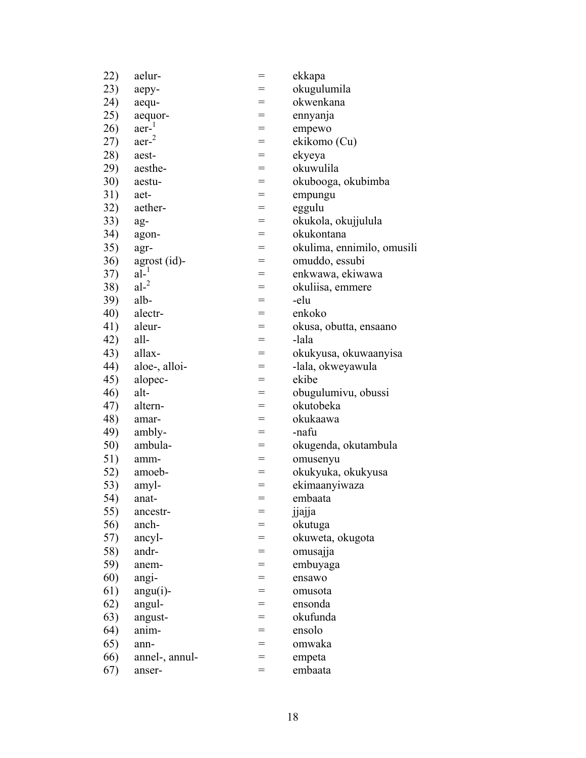22) aelur- = ekkapa
23) aepy- = okugulumila
24) aequ- = okwenkana
25) aequor- = ennyanja
26) aer-[1] = empewo
27) aer-[2] = ekikomo (Cu)
28) aest- = ekyeya
29) aesthe- = okuwulila
30) aestu- = okubooga, okubimba
31) aet- = empungu
32) aether- = eggulu
33) ag- = okukola, okujjulula
34) agon- = okukontana
35) agr- = okulima, ennimilo, omusili
36) agrost (id)- = omuddo, essubi
37) al-[1] = enkwawa, ekiwawa
38) al-[2] = okuliisa, emmere
39) alb- = -elu
40) alectr- = enkoko
41) aleur- = okusa, obutta, ensaano
42) all- = -lala
43) allax- = okukyusa, okuwaanyisa
44) aloe-, alloi- = -lala, okweyawula
45) alopec- = ekibe
46) alt- = obugulumivu, obussi
47) altern- = okutobeka
48) amar- = okukaawa
49) ambly- = -nafu
50) ambula- = okugenda, okutambula
51) amm- = omusenyu
52) amoeb- = okukyuka, okukyusa
53) amyl- = ekimaanyiwaza
54) anat- = embaata
55) ancestr- = jjajja
56) anch- = okutuga
57) ancyl- = okuweta, okugota
58) andr- = omusajja
59) anem- = embuyaga
60) angi- = ensawo
61) angu(i)- = omusota
62) angul- = ensonda
63) angust- = okufunda
64) anim- = ensolo
65) ann- = omwaka
66) annel-, annul- = empeta
67) anser- = embaata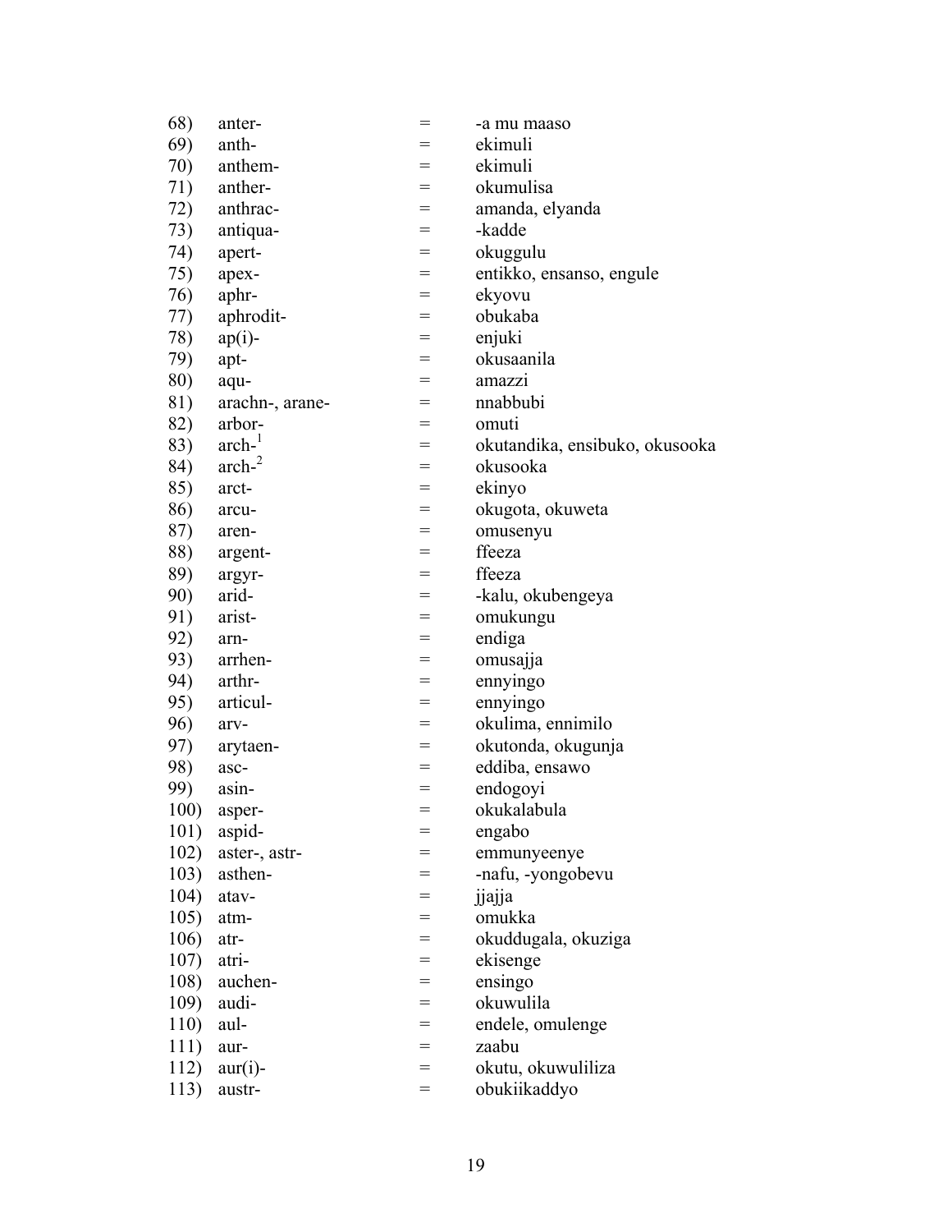68) anter- = -a mu maaso
69) anth- = ekimuli
70) anthem- = ekimuli
71) anther- = okumulisa
72) anthrac- = amanda, elyanda
73) antiqua- = -kadde
74) apert- = okuggulu
75) apex- = entikko, ensanso, engule
76) aphr- = ekyovu
77) aphrodit- = obukaba
78) ap(i)- = enjuki
79) apt- = okusaanila
80) aqu- = amazzi
81) arachn-, arane- = nnabbubi
82) arbor- = omuti
83) arch-[1] = okutandika, ensibuko, okusooka
84) arch-[2] = okusooka
85) arct- = ekinyo
86) arcu- = okugota, okuweta
87) aren- = omusenyu
88) argent- = ffeeza
89) argyr- = ffeeza
90) arid- = -kalu, okubengeya
91) arist- = omukungu
92) arn- = endiga
93) arrhen- = omusajja
94) arthr- = ennyingo
95) articul- = ennyingo
96) arv- = okulima, ennimilo
97) arytaen- = okutonda, okugunja
98) asc- = eddiba, ensawo
99) asin- = endogoyi
100) asper- = okukalabula
101) aspid- = engabo
102) aster-, astr- = emmunyeenye
103) asthen- = -nafu, -yongobevu
104) atav- = jjajja
105) atm- = omukka
106) atr- = okuddugala, okuziga
107) atri- = ekisenge
108) auchen- = ensingo
109) audi- = okuwulila
110) aul- = endele, omulenge
111) aur- = zaabu
112) aur(i)- = okutu, okuwuliliza
113) austr- = obukiikaddyo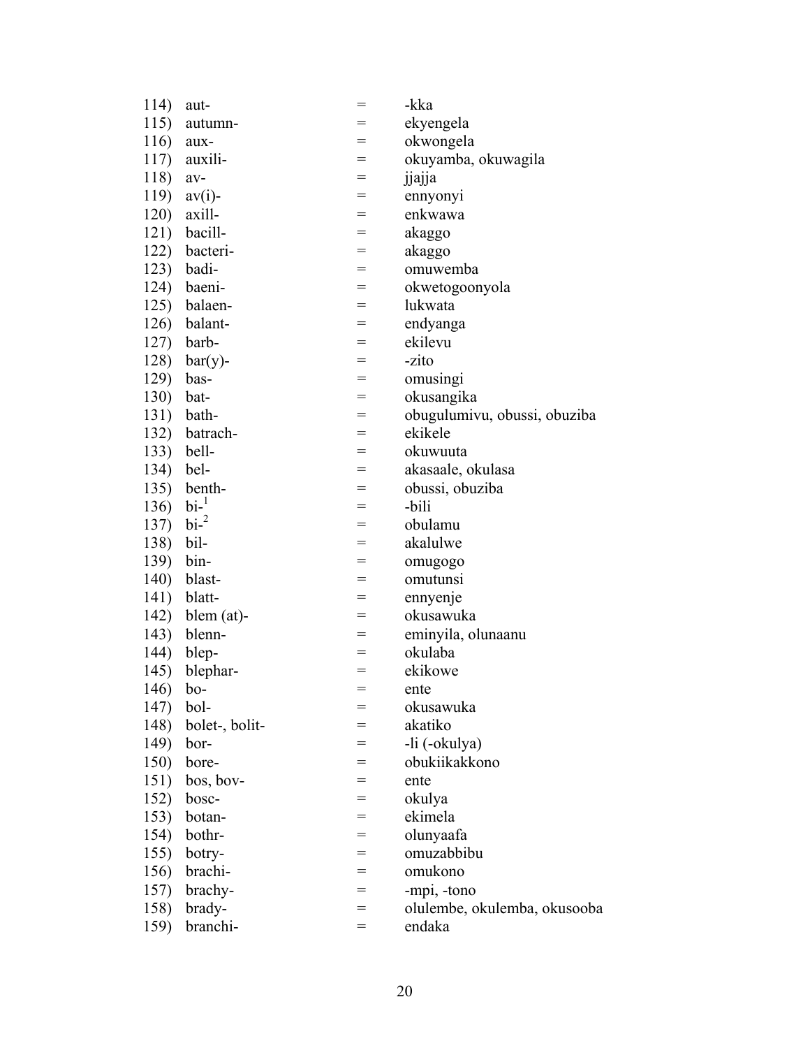114) aut- = -kka
115) autumn- = ekyengela
116) aux- = okwongela
117) auxili- = okuyamba, okuwagila
118) av- = jjajja
119) av(i)- = ennyonyi
120) axill- = enkwawa
121) bacill- = akaggo
122) bacteri- = akaggo
123) badi- = omuwemba
124) baeni- = okwetogoonyola
125) balaen- = lukwata
126) balant- = endyanga
127) barb- = ekilevu
128) bar(y)- = -zito
129) bas- = omusingi
130) bat- = okusangika
131) bath- = obugulumivu, obussi, obuziba
132) batrach- = ekikele
133) bell- = okuwuuta
134) bel- = akasaale, okulasa
135) benth- = obussi, obuziba
136) bi-[1] = -bili
137) bi-[2] = obulamu
138) bil- = akalulwe
139) bin- = omugogo
140) blast- = omutunsi
141) blatt- = ennyenje
142) blem (at)- = okusawuka
143) blenn- = eminyila, olunaanu
144) blep- = okulaba
145) blephar- = ekikowe
146) bo- = ente
147) bol- = okusawuka
148) bolet-, bolit- = akatiko
149) bor- = -li (-okulya)
150) bore- = obukiikakkono
151) bos, bov- = ente
152) bosc- = okulya
153) botan- = ekimela
154) bothr- = olunyaafa
155) botry- = omuzabbibu
156) brachi- = omukono
157) brachy- = -mpi, -tono
158) brady- = olulembe, okulemba, okusooba
159) branchi- = endaka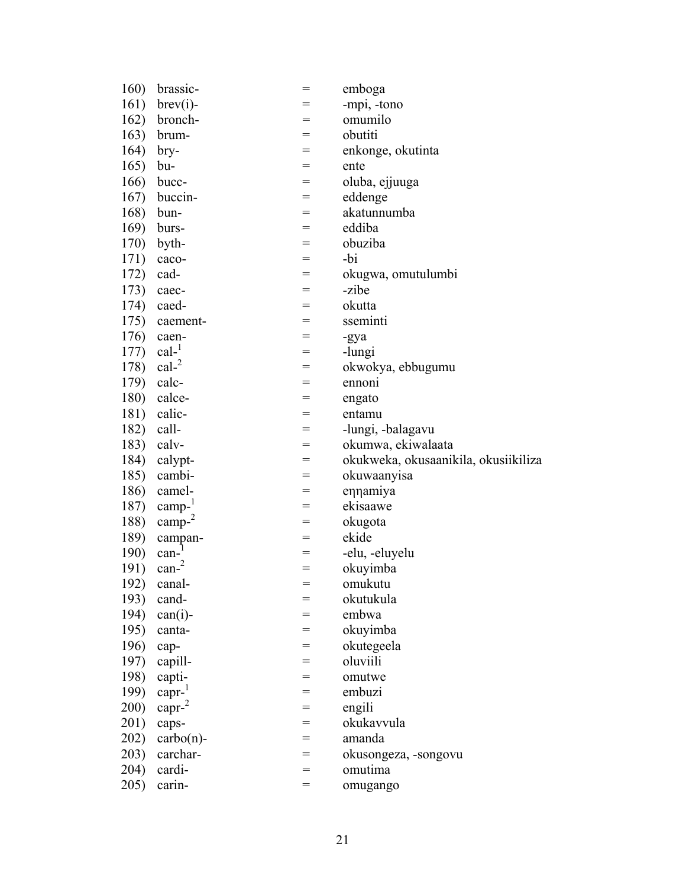160) brassic- = emboga
161) brev(i)- = -mpi, -tono
162) bronch- = omumilo
163) brum- = obutiti
164) bry- = enkonge, okutinta
165) bu- = ente
166) bucc- = oluba, ejjuuga
167) buccin- = eddenge
168) bun- = akatunnumba
169) burs- = eddiba
170) byth- = obuziba
171) caco- = -bi
172) cad- = okugwa, omutulumbi
173) caec- = -zibe
174) caed- = okutta
175) caement- = sseminti
176) caen- = -gya
177) cal-[1] = -lungi
178) cal-[2] = okwokya, ebbugumu
179) calc- = ennoni
180) calce- = engato
181) calic- = entamu
182) call- = -lungi, -balagavu
183) calv- = okumwa, ekiwalaata
184) calypt- = okukweka, okusaanikila, okusiikiliza
185) cambi- = okuwaanyisa
186) camel- = eηηamiya
187) camp-[1] = ekisaawe
188) camp-[2] = okugota
189) campan- = ekide
190) can-[1] = -elu, -eluyelu
191) can-[2] = okuyimba
192) canal- = omukutu
193) cand- = okutukula
194) can(i)- = embwa
195) canta- = okuyimba
196) cap- = okutegeela
197) capill- = oluviili
198) capti- = omutwe
199) capr-[1] = embuzi
200) capr-[2] = engili
201) caps- = okukavvula
202) carbo(n)- = amanda
203) carchar- = okusongeza, -songovu
204) cardi- = omutima
205) carin- = omugango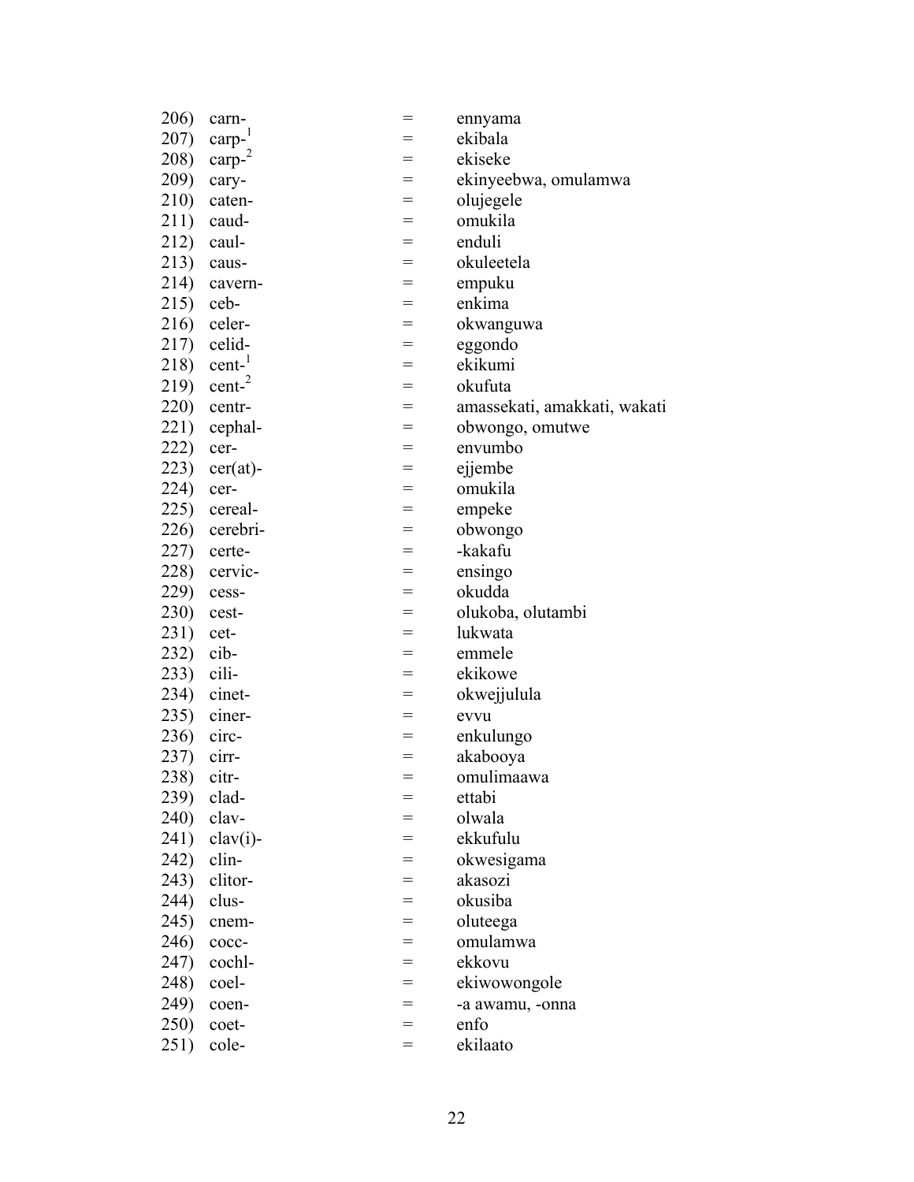206) carn- = ennyama
207) carp-[1] = ekibala
208) carp-[2] = ekiseke
209) cary- = ekinyeebwa, omulamwa
210) caten- = olujegele
211) caud- = omukila
212) caul- = enduli
213) caus- = okuleetela
214) cavern- = empuku
215) ceb- = enkima
216) celer- = okwanguwa
217) celid- = eggondo
218) cent-[1] = ekikumi
219) cent-[2] = okufuta
220) centr- = amassekati, amakkati, wakati
221) cephal- = obwongo, omutwe
222) cer- = envumbo
223) cer(at)- = ejjembe
224) cer- = omukila
225) cereal- = empeke
226) cerebri- = obwongo
227) certe- = -kakafu
228) cervic- = ensingo
229) cess- = okudda
230) cest- = olukoba, olutambi
231) cet- = lukwata
232) cib- = emmele
233) cili- = ekikowe
234) cinet- = okwejjulula
235) ciner- = evvu
236) circ- = enkulungo
237) cirr- = akabooya
238) citr- = omulimaawa
239) clad- = ettabi
240) clav- = olwala
241) clav(i)- = ekkufulu
242) clin- = okwesigama
243) clitor- = akasozi
244) clus- = okusiba
245) cnem- = oluteega
246) cocc- = omulamwa
247) cochl- = ekkovu
248) coel- = ekiwowongole
249) coen- = -a awamu, -onna
250) coet- = enfo
251) cole- = ekilaato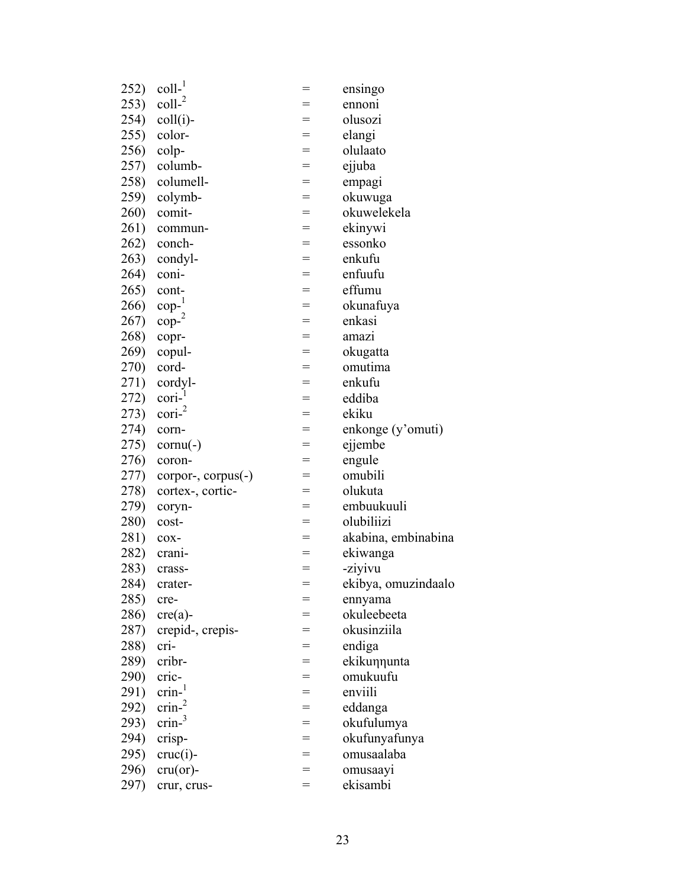252) coll-[1] = ensingo
253) coll-[2] = ennoni
254) coll(i)- = olusozi
255) color- = elangi
256) colp- = olulaato
257) columb- = ejjuba
258) columell- = empagi
259) colymb- = okuwuga
260) comit- = okuwelekela
261) commun- = ekinywi
262) conch- = essonko
263) condyl- = enkufu
264) coni- = enfuufu
265) cont- = effumu
266) cop-[1] = okunafuya
267) cop-[2] = enkasi
268) copr- = amazi
269) copul- = okugatta
270) cord- = omutima
271) cordyl- = enkufu
272) cori-[1] = eddiba
273) cori-[2] = ekiku
274) corn- = enkonge (y'omuti)
275) cornu(-) = ejjembe
276) coron- = engule
277) corpor-, corpus(-) = omubili
278) cortex-, cortic- = olukuta
279) coryn- = embuukuuli
280) cost- = olubiliizi
281) cox- = akabina, embinabina
282) crani- = ekiwanga
283) crass- = -ziyivu
284) crater- = ekibya, omuzindaalo
285) cre- = ennyama
286) cre(a)- = okuleebeeta
287) crepid-, crepis- = okusinziila
288) cri- = endiga
289) cribr- = ekikuŋŋunta
290) cric- = omukuufu
291) crin-[1] = enviili
292) crin-[2] = eddanga
293) crin-[3] = okufulumya
294) crisp- = okufunyafunya
295) cruc(i)- = omusaalaba
296) cru(or)- = omusaayi
297) crur, crus- = ekisambi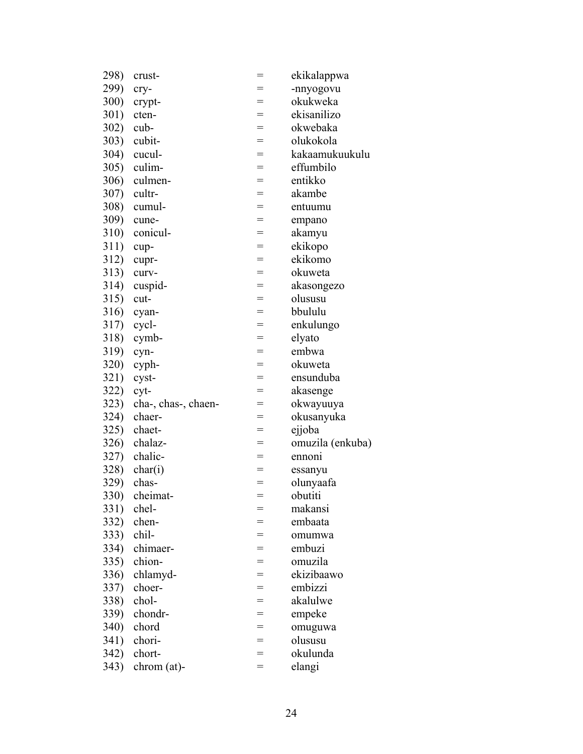298) crust- = ekikalappwa
299) cry- = -nnyogovu
300) crypt- = okukweka
301) cten- = ekisanilizo
302) cub- = okwebaka
303) cubit- = olukokola
304) cucul- = kakaamukuukulu
305) culim- = effumbilo
306) culmen- = entikko
307) cultr- = akambe
308) cumul- = entuumu
309) cune- = empano
310) conicul- = akamyu
311) cup- = ekikopo
312) cupr- = ekikomo
313) curv- = okuweta
314) cuspid- = akasongezo
315) cut- = olususu
316) cyan- = bbululu
317) cycl- = enkulungo
318) cymb- = elyato
319) cyn- = embwa
320) cyph- = okuweta
321) cyst- = ensunduba
322) cyt- = akasenge
323) cha-, chas-, chaen- = okwayuuya
324) chaer- = okusanyuka
325) chaet- = ejjoba
326) chalaz- = omuzila (enkuba)
327) chalic- = ennoni
328) char(i) = essanyu
329) chas- = olunyaafa
330) cheimat- = obutiti
331) chel- = makansi
332) chen- = embaata
333) chil- = omumwa
334) chimaer- = embuzi
335) chion- = omuzila
336) chlamyd- = ekizibaawo
337) choer- = embizzi
338) chol- = akalulwe
339) chondr- = empeke
340) chord = omuguwa
341) chori- = olususu
342) chort- = okulunda
343) chrom (at)- = elangi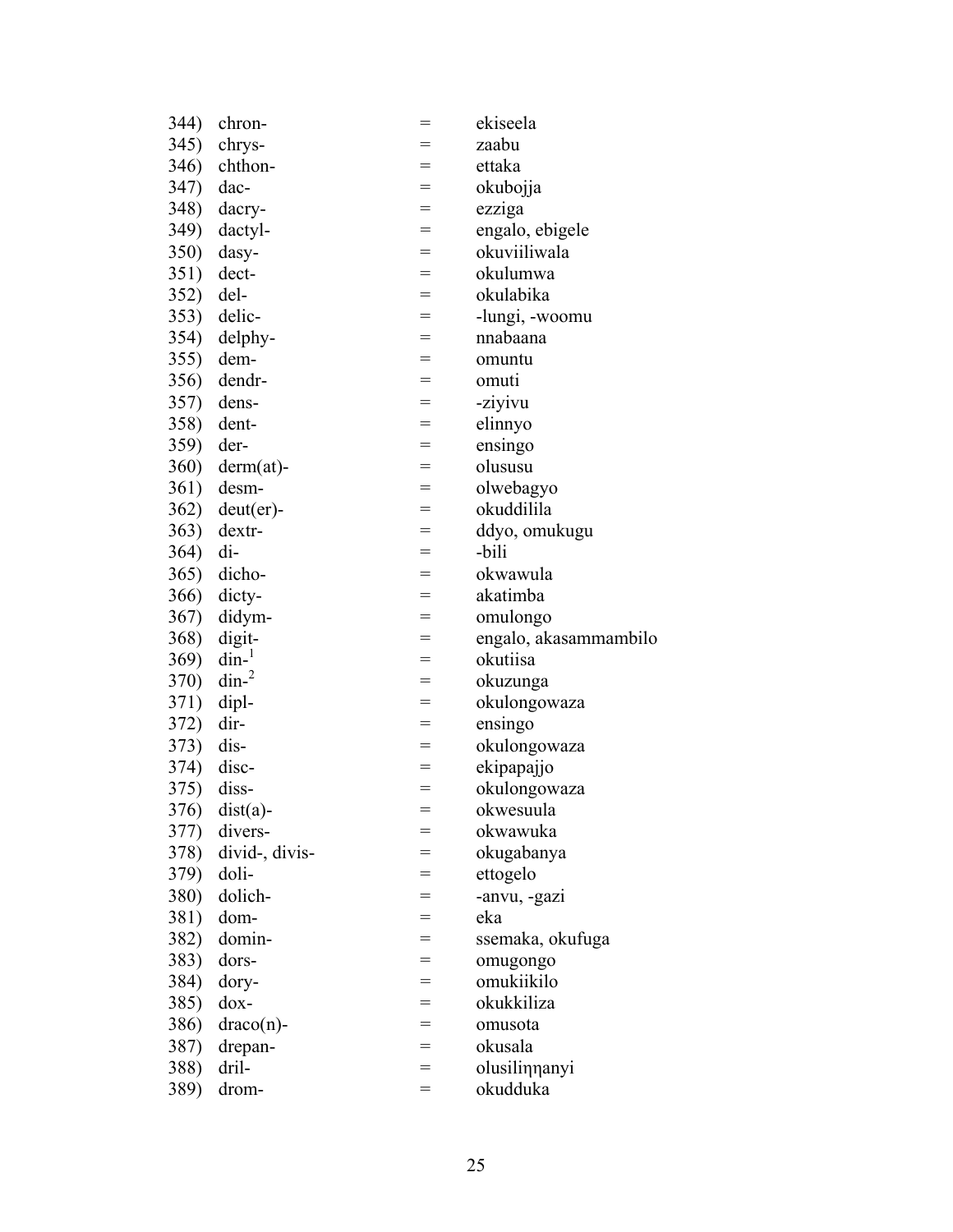344) chron- = ekiseela
345) chrys- = zaabu
346) chthon- = ettaka
347) dac- = okubojja
348) dacry- = ezziga
349) dactyl- = engalo, ebigele
350) dasy- = okuviiliwala
351) dect- = okulumwa
352) del- = okulabika
353) delic- = -lungi, -woomu
354) delphy- = nnabaana
355) dem- = omuntu
356) dendr- = omuti
357) dens- = -ziyivu
358) dent- = elinnyo
359) der- = ensingo
360) derm(at)- = olususu
361) desm- = olwebagyo
362) deut(er)- = okuddilila
363) dextr- = ddyo, omukugu
364) di- = -bili
365) dicho- = okwawula
366) dicty- = akatimba
367) didym- = omulongo
368) digit- = engalo, akasammambilo
369) din-[1] = okutiisa
370) din-[2] = okuzunga
371) dipl- = okulongowaza
372) dir- = ensingo
373) dis- = okulongowaza
374) disc- = ekipapajjo
375) diss- = okulongowaza
376) dist(a)- = okwesuula
377) divers- = okwawuka
378) divid-, divis- = okugabanya
379) doli- = ettogelo
380) dolich- = -anvu, -gazi
381) dom- = eka
382) domin- = ssemaka, okufuga
383) dors- = omugongo
384) dory- = omukiikilo
385) dox- = okukkiliza
386) draco(n)- = omusota
387) drepan- = okusala
388) dril- = olusiliŋŋanyi
389) drom- = okudduka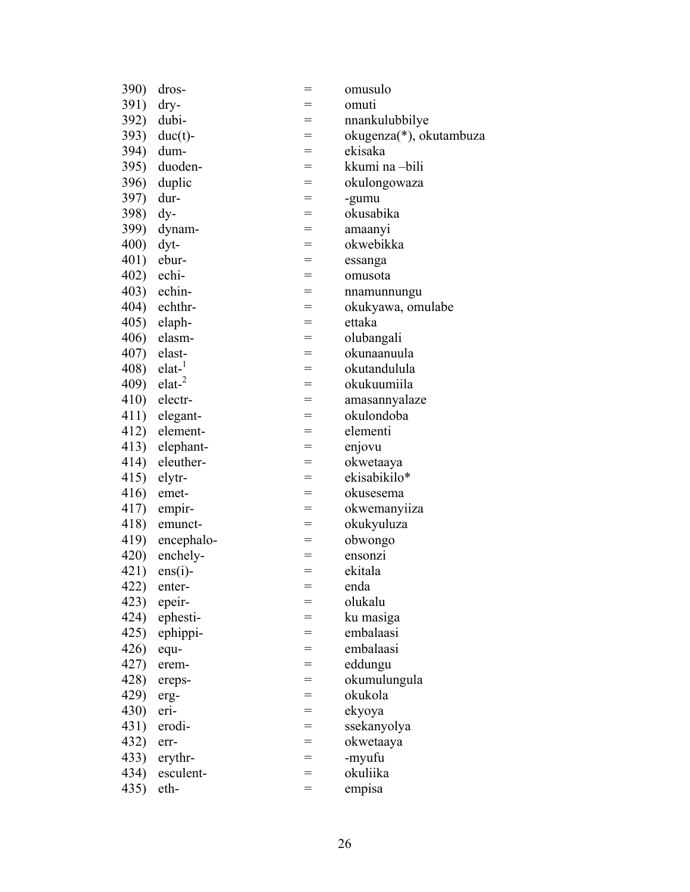390) dros- = omusulo
391) dry- = omuti
392) dubi- = nnankulubbilye
393) duc(t)- = okugenza(*), okutambuza
394) dum- = ekisaka
395) duoden- = kkumi na –bili
396) duplic = okulongowaza
397) dur- = -gumu
398) dy- = okusabika
399) dynam- = amaanyi
400) dyt- = okwebikka
401) ebur- = essanga
402) echi- = omusota
403) echin- = nnamunnungu
404) echthr- = okukyawa, omulabe
405) elaph- = ettaka
406) elasm- = olubangali
407) elast- = okunaanuula
408) elat-[1] = okutandulula
409) elat-[2] = okukuumiila
410) electr- = amasannyalaze
411) elegant- = okulondoba
412) element- = elementi
413) elephant- = enjovu
414) eleuther- = okwetaaya
415) elytr- = ekisabikilo*
416) emet- = okusesema
417) empir- = okwemanyiiza
418) emunct- = okukyuluza
419) encephalo- = obwongo
420) enchely- = ensonzi
421) ens(i)- = ekitala
422) enter- = enda
423) epeir- = olukalu
424) ephesti- = ku masiga
425) ephippi- = embalaasi
426) equ- = embalaasi
427) erem- = eddungu
428) ereps- = okumulungula
429) erg- = okukola
430) eri- = ekyoya
431) erodi- = ssekanyolya
432) err- = okwetaaya
433) erythr- = -myufu
434) esculent- = okuliika
435) eth- = empisa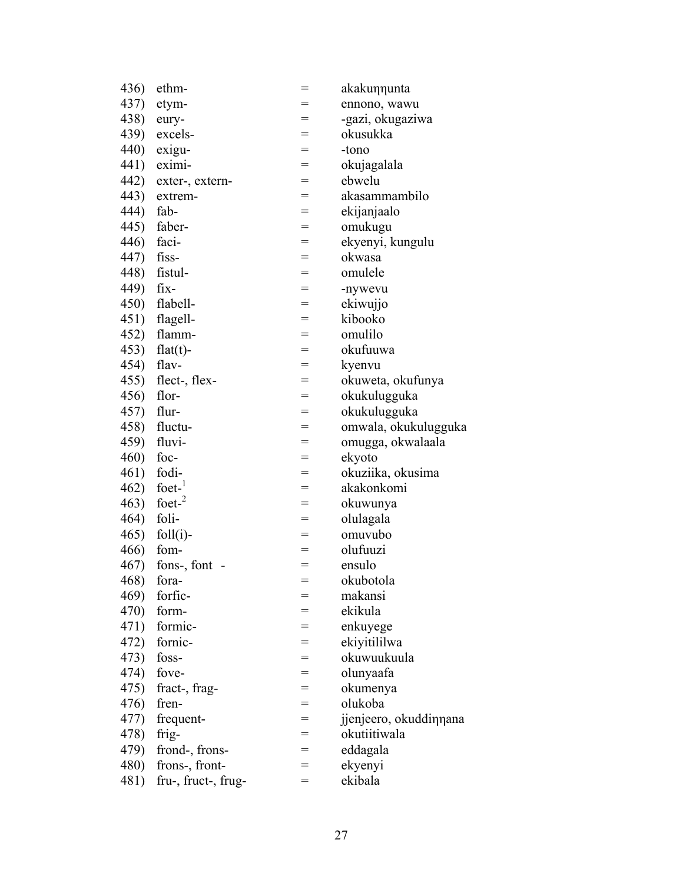436) ethm- = akakuŋŋunta
437) etym- = ennono, wawu
438) eury- = -gazi, okugaziwa
439) excels- = okusukka
440) exigu- = -tono
441) eximi- = okujagalala
442) exter-, extern- = ebwelu
443) extrem- = akasammambilo
444) fab- = ekijanjaalo
445) faber- = omukugu
446) faci- = ekyenyi, kungulu
447) fiss- = okwasa
448) fistul- = omulele
449) fix- = -nywevu
450) flabell- = ekiwujjo
451) flagell- = kibooko
452) flamm- = omulilo
453) flat(t)- = okufuuwa
454) flav- = kyenvu
455) flect-, flex- = okuweta, okufunya
456) flor- = okukulugguka
457) flur- = okukulugguka
458) fluctu- = omwala, okukulugguka
459) fluvi- = omugga, okwalaala
460) foc- = ekyoto
461) fodi- = okuziika, okusima
462) foet-[1] = akakonkomi
463) foet-[2] = okuwunya
464) foli- = olulagala
465) foll(i)- = omuvubo
466) fom- = olufuuzi
467) fons-, font - = ensulo
468) fora- = okubotola
469) forfic- = makansi
470) form- = ekikula
471) formic- = enkuyege
472) fornic- = ekiyitililwa
473) foss- = okuwuukuula
474) fove- = olunyaafa
475) fract-, frag- = okumenya
476) fren- = olukoba
477) frequent- = jjenjeero, okuddiŋŋana
478) frig- = okutiitiwala
479) frond-, frons- = eddagala
480) frons-, front- = ekyenyi
481) fru-, fruct-, frug- = ekibala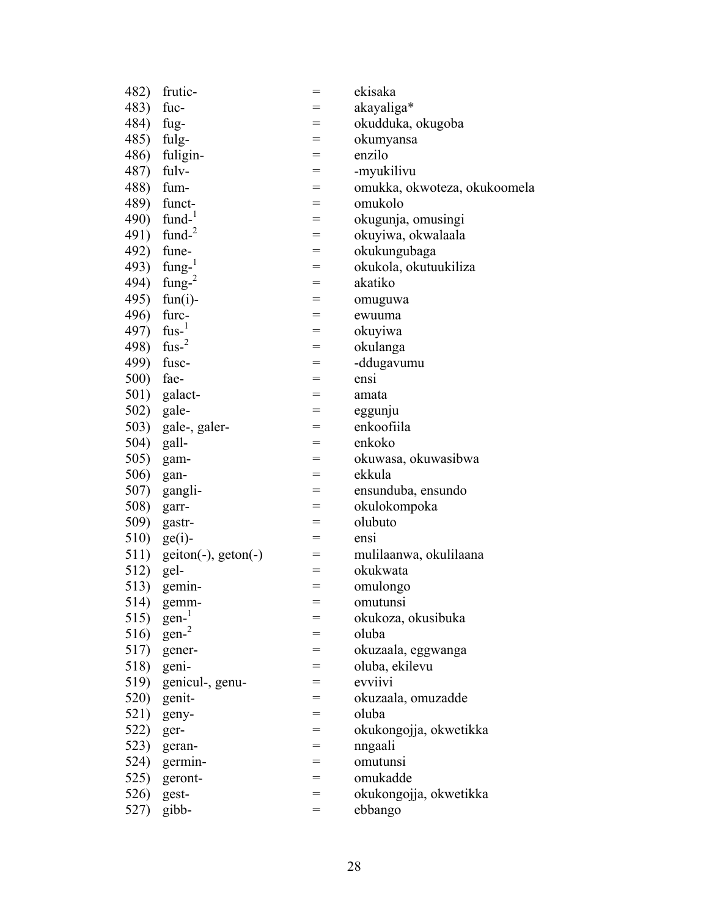482) frutic- = ekisaka
483) fuc- = akayaliga*
484) fug- = okudduka, okugoba
485) fulg- = okumyansa
486) fuligin- = enzilo
487) fulv- = -myukilivu
488) fum- = omukka, okwoteza, okukoomela
489) funct- = omukolo
490) fund-[1] = okugunja, omusingi
491) fund-[2] = okuyiwa, okwalaala
492) fune- = okukungubaga
493) fung-[1] = okukola, okutuukiliza
494) fung-[2] = akatiko
495) fun(i)- = omuguwa
496) furc- = ewuuma
497) fus-[1] = okuyiwa
498) fus-[2] = okulanga
499) fusc- = -ddugavumu
500) fae- = ensi
501) galact- = amata
502) gale- = eggunju
503) gale-, galer- = enkoofiila
504) gall- = enkoko
505) gam- = okuwasa, okuwasibwa
506) gan- = ekkula
507) gangli- = ensunduba, ensundo
508) garr- = okulokompoka
509) gastr- = olubuto
510) ge(i)- = ensi
511) geiton(-), geton(-) = mulilaanwa, okulilaana
512) gel- = okukwata
513) gemin- = omulongo
514) gemm- = omutunsi
515) gen-[1] = okukoza, okusibuka
516) gen-[2] = oluba
517) gener- = okuzaala, eggwanga
518) geni- = oluba, ekilevu
519) genicul-, genu- = evviivi
520) genit- = okuzaala, omuzadde
521) geny- = oluba
522) ger- = okukongojja, okwetikka
523) geran- = nngaali
524) germin- = omutunsi
525) geront- = omukadde
526) gest- = okukongojja, okwetikka
527) gibb- = ebbango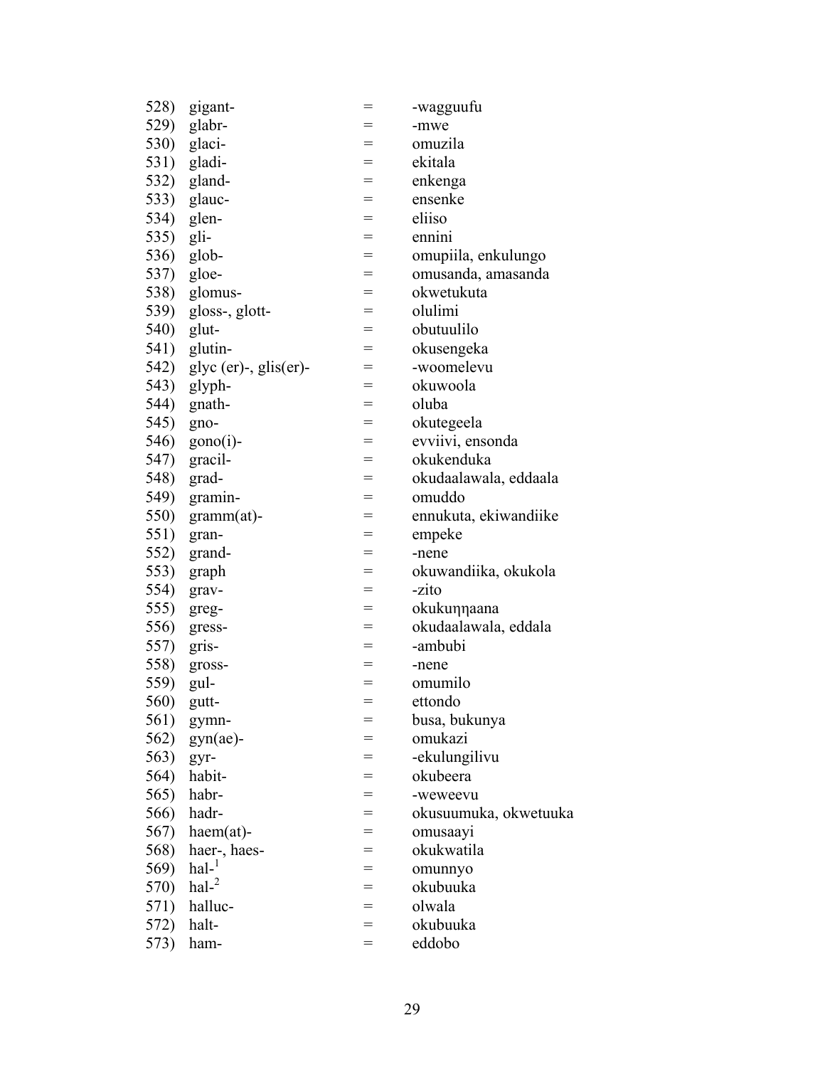528) gigant- = -wagguufu
529) glabr- = -mwe
530) glaci- = omuzila
531) gladi- = ekitala
532) gland- = enkenga
533) glauc- = ensenke
534) glen- = eliiso
535) gli- = ennini
536) glob- = omupiila, enkulungo
537) gloe- = omusanda, amasanda
538) glomus- = okwetukuta
539) gloss-, glott- = olulimi
540) glut- = obutuulilo
541) glutin- = okusengeka
542) glyc (er)-, glis(er)- = -woomelevu
543) glyph- = okuwoola
544) gnath- = oluba
545) gno- = okutegeela
546) gono(i)- = evviivi, ensonda
547) gracil- = okukenduka
548) grad- = okudaalawala, eddaala
549) gramin- = omuddo
550) gramm(at)- = ennukuta, ekiwandiike
551) gran- = empeke
552) grand- = -nene
553) graph = okuwandiika, okukola
554) grav- = -zito
555) greg- = okukuŋŋaana
556) gress- = okudaalawala, eddala
557) gris- = -ambubi
558) gross- = -nene
559) gul- = omumilo
560) gutt- = ettondo
561) gymn- = busa, bukunya
562) gyn(ae)- = omukazi
563) gyr- = -ekulungilivu
564) habit- = okubeera
565) habr- = -weweevu
566) hadr- = okusuumuka, okwetuuka
567) haem(at)- = omusaayi
568) haer-, haes- = okukwatila
569) hal-[1] = omunnyo
570) hal-[2] = okubuuka
571) halluc- = olwala
572) halt- = okubuuka
573) ham- = eddobo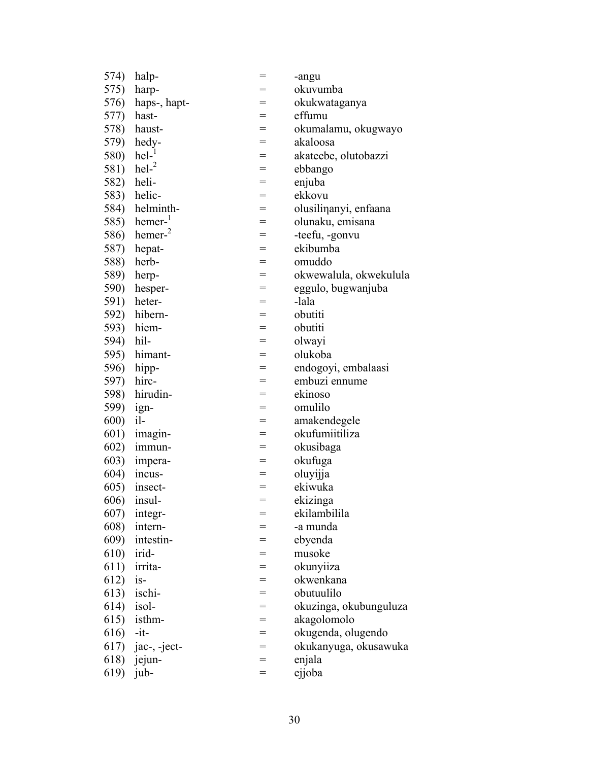574) halp- = -angu
575) harp- = okuvumba
576) haps-, hapt- = okukwataganya
577) hast- = effumu
578) haust- = okumalamu, okugwayo
579) hedy- = akaloosa
580) hel-[1] = akateebe, olutobazzi
581) hel-[2] = ebbango
582) heli- = enjuba
583) helic- = ekkovu
584) helminth- = olusiliŋanyi, enfaana
585) hemer-[1] = olunaku, emisana
586) hemer-[2] = -teefu, -gonvu
587) hepat- = ekibumba
588) herb- = omuddo
589) herp- = okwewalula, okwekulula
590) hesper- = eggulo, bugwanjuba
591) heter- = -lala
592) hibern- = obutiti
593) hiem- = obutiti
594) hil- = olwayi
595) himant- = olukoba
596) hipp- = endogoyi, embalaasi
597) hirc- = embuzi ennume
598) hirudin- = ekinoso
599) ign- = omulilo
600) il- = amakendegele
601) imagin- = okufumiitiliza
602) immun- = okusibaga
603) impera- = okufuga
604) incus- = oluyijja
605) insect- = ekiwuka
606) insul- = ekizinga
607) integr- = ekilambilila
608) intern- = -a munda
609) intestin- = ebyenda
610) irid- = musoke
611) irrita- = okunyiiza
612) is- = okwenkana
613) ischi- = obutuulilo
614) isol- = okuzinga, okubunguluza
615) isthm- = akagolomolo
616) -it- = okugenda, olugendo
617) jac-, -ject- = okukanyuga, okusawuka
618) jejun- = enjala
619) jub- = ejjoba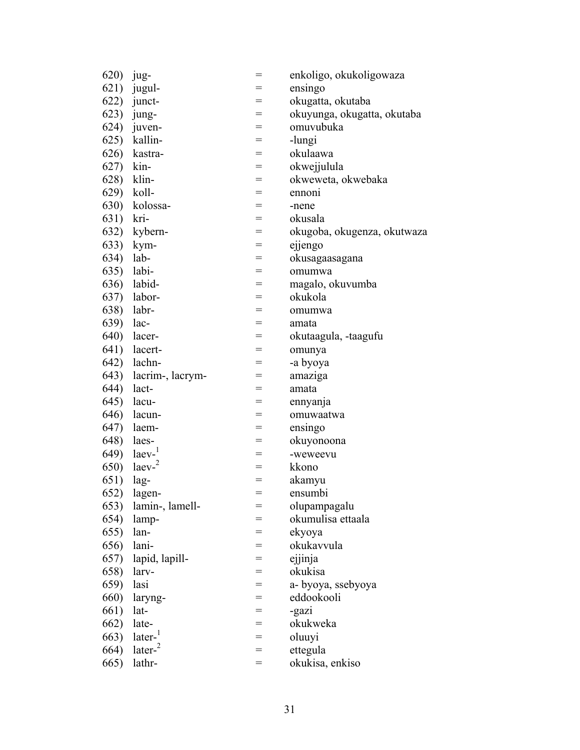620) jug- = enkoligo, okukoligowaza
621) jugul- = ensingo
622) junct- = okugatta, okutaba
623) jung- = okuyunga, okugatta, okutaba
624) juven- = omuvubuka
625) kallin- = -lungi
626) kastra- = okulaawa
627) kin- = okwejjulula
628) klin- = okweweta, okwebaka
629) koll- = ennoni
630) kolossa- = -nene
631) kri- = okusala
632) kybern- = okugoba, okugenza, okutwaza
633) kym- = ejjengo
634) lab- = okusagaasagana
635) labi- = omumwa
636) labid- = magalo, okuvumba
637) labor- = okukola
638) labr- = omumwa
639) lac- = amata
640) lacer- = okutaagula, -taagufu
641) lacert- = omunya
642) lachn- = -a byoya
643) lacrim-, lacrym- = amaziga
644) lact- = amata
645) lacu- = ennyanja
646) lacun- = omuwaatwa
647) laem- = ensingo
648) laes- = okuyonoona
649) laev-[1] = -weweevu
650) laev-[2] = kkono
651) lag- = akamyu
652) lagen- = ensumbi
653) lamin-, lamell- = olupampagalu
654) lamp- = okumulisa ettaala
655) lan- = ekyoya
656) lani- = okukavvula
657) lapid, lapill- = ejjinja
658) larv- = okukisa
659) lasi = a- byoya, ssebyoya
660) laryng- = eddookooli
661) lat- = -gazi
662) late- = okukweka
663) later-[1] = oluuyi
664) later-[2] = ettegula
665) lathr- = okukisa, enkiso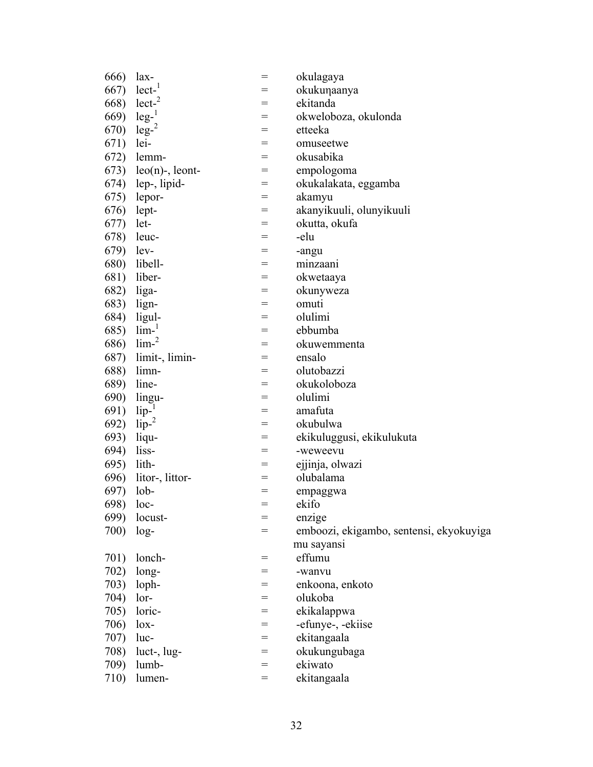666) lax- = okulagaya
667) lect-[1] = okukuŋaanya
668) lect-[2] = ekitanda
669) leg-[1] = okweloboza, okulonda
670) leg-[2] = etteeka
671) lei- = omuseetwe
672) lemm- = okusabika
673) leo(n)-, leont- = empologoma
674) lep-, lipid- = okukalakata, eggamba
675) lepor- = akamyu
676) lept- = akanyikuuli, olunyikuuli
677) let- = okutta, okufa
678) leuc- = -elu
679) lev- = -angu
680) libell- = minzaani
681) liber- = okwetaaya
682) liga- = okunyweza
683) lign- = omuti
684) ligul- = olulimi
685) lim-[1] = ebbumba
686) lim-[2] = okuwemmenta
687) limit-, limin- = ensalo
688) limn- = olutobazzi
689) line- = okukoloboza
690) lingu- = olulimi
691) lip-[1] = amafuta
692) lip-[2] = okubulwa
693) liqu- = ekikuluggusi, ekikulukuta
694) liss- = -weweevu
695) lith- = ejjinja, olwazi
696) litor-, littor- = olubalama
697) lob- = empaggwa
698) loc- = ekifo
699) locust- = enzige
700) log- = emboozi, ekigambo, sentensi, ekyokuyiga mu sayansi
701) lonch- = effumu
702) long- = -wanvu
703) loph- = enkoona, enkoto
704) lor- = olukoba
705) loric- = ekikalappwa
706) lox- = -efunye-, -ekiise
707) luc- = ekitangaala
708) luct-, lug- = okukungubaga
709) lumb- = ekiwato
710) lumen- = ekitangaala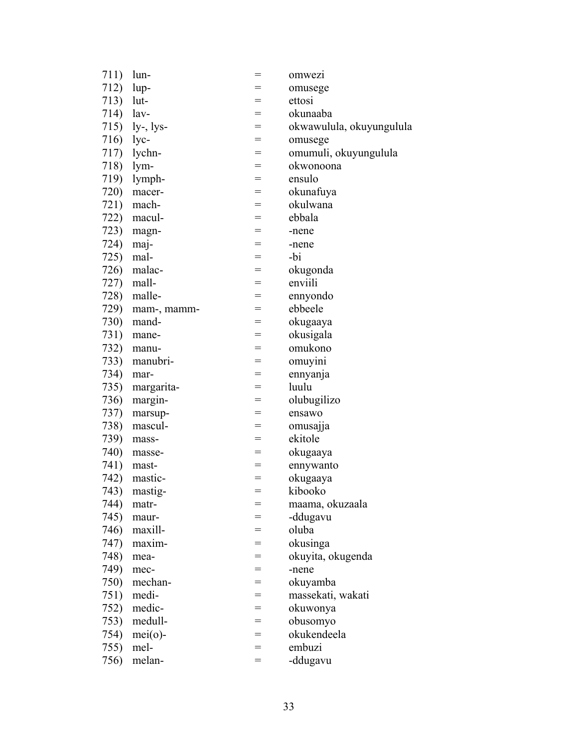| | | | |
|---|---|---|---|
| 711) | lun- | = | omwezi |
| 712) | lup- | = | omusege |
| 713) | lut- | = | ettosi |
| 714) | lav- | = | okunaaba |
| 715) | ly-, lys- | = | okwawulula, okuyungulula |
| 716) | lyc- | = | omusege |
| 717) | lychn- | = | omumuli, okuyungulula |
| 718) | lym- | = | okwonoona |
| 719) | lymph- | = | ensulo |
| 720) | macer- | = | okunafuya |
| 721) | mach- | = | okulwana |
| 722) | macul- | = | ebbala |
| 723) | magn- | = | -nene |
| 724) | maj- | = | -nene |
| 725) | mal- | = | -bi |
| 726) | malac- | = | okugonda |
| 727) | mall- | = | enviili |
| 728) | malle- | = | ennyondo |
| 729) | mam-, mamm- | = | ebbeele |
| 730) | mand- | = | okugaaya |
| 731) | mane- | = | okusigala |
| 732) | manu- | = | omukono |
| 733) | manubri- | = | omuyini |
| 734) | mar- | = | ennyanja |
| 735) | margarita- | = | luulu |
| 736) | margin- | = | olubugilizo |
| 737) | marsup- | = | ensawo |
| 738) | mascul- | = | omusajja |
| 739) | mass- | = | ekitole |
| 740) | masse- | = | okugaaya |
| 741) | mast- | = | ennywanto |
| 742) | mastic- | = | okugaaya |
| 743) | mastig- | = | kibooko |
| 744) | matr- | = | maama, okuzaala |
| 745) | maur- | = | -ddugavu |
| 746) | maxill- | = | oluba |
| 747) | maxim- | = | okusinga |
| 748) | mea- | = | okuyita, okugenda |
| 749) | mec- | = | -nene |
| 750) | mechan- | = | okuyamba |
| 751) | medi- | = | massekati, wakati |
| 752) | medic- | = | okuwonya |
| 753) | medull- | = | obusomyo |
| 754) | mei(o)- | = | okukendeela |
| 755) | mel- | = | embuzi |
| 756) | melan- | = | -ddugavu |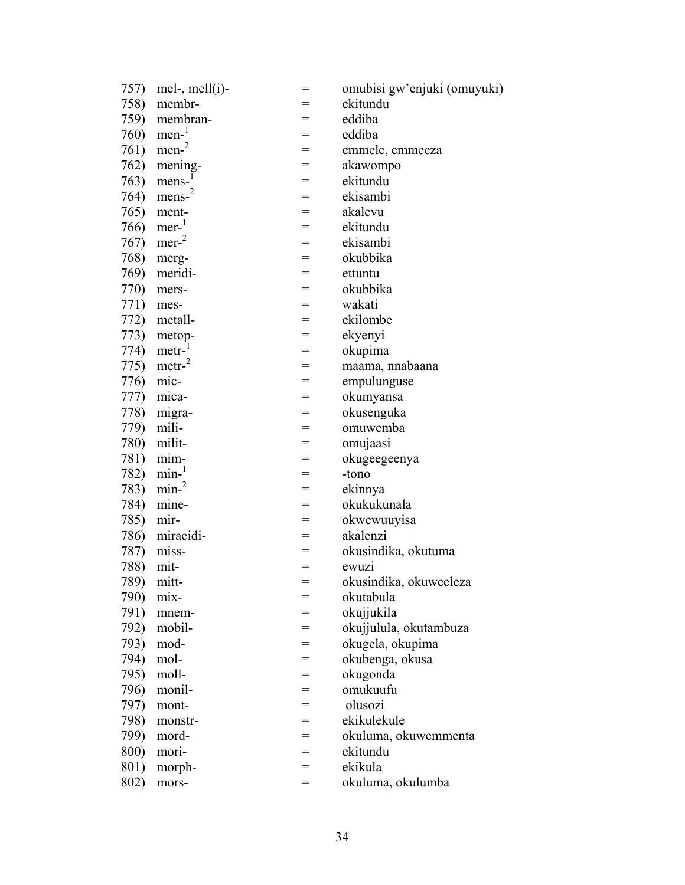757) mel-, mell(i)- = omubisi gw'enjuki (omuyuki)
758) membr- = ekitundu
759) membran- = eddiba
760) men-[1] = eddiba
761) men-[2] = emmele, emmeeza
762) mening- = akawompo
763) mens-[1] = ekitundu
764) mens-[2] = ekisambi
765) ment- = akalevu
766) mer-[1] = ekitundu
767) mer-[2] = ekisambi
768) merg- = okubbika
769) meridi- = ettuntu
770) mers- = okubbika
771) mes- = wakati
772) metall- = ekilombe
773) metop- = ekyenyi
774) metr-[1] = okupima
775) metr-[2] = maama, nnabaana
776) mic- = empulunguse
777) mica- = okumyansa
778) migra- = okusenguka
779) mili- = omuwemba
780) milit- = omujaasi
781) mim- = okugeegeenya
782) min-[1] = -tono
783) min-[2] = ekinnya
784) mine- = okukukunala
785) mir- = okwewuuyisa
786) miracidi- = akalenzi
787) miss- = okusindika, okutuma
788) mit- = ewuzi
789) mitt- = okusindika, okuweeleza
790) mix- = okutabula
791) mnem- = okujjukila
792) mobil- = okujjulula, okutambuza
793) mod- = okugela, okupima
794) mol- = okubenga, okusa
795) moll- = okugonda
796) monil- = omukuufu
797) mont- = olusozi
798) monstr- = ekikulekule
799) mord- = okuluma, okuwemmenta
800) mori- = ekitundu
801) morph- = ekikula
802) mors- = okuluma, okulumba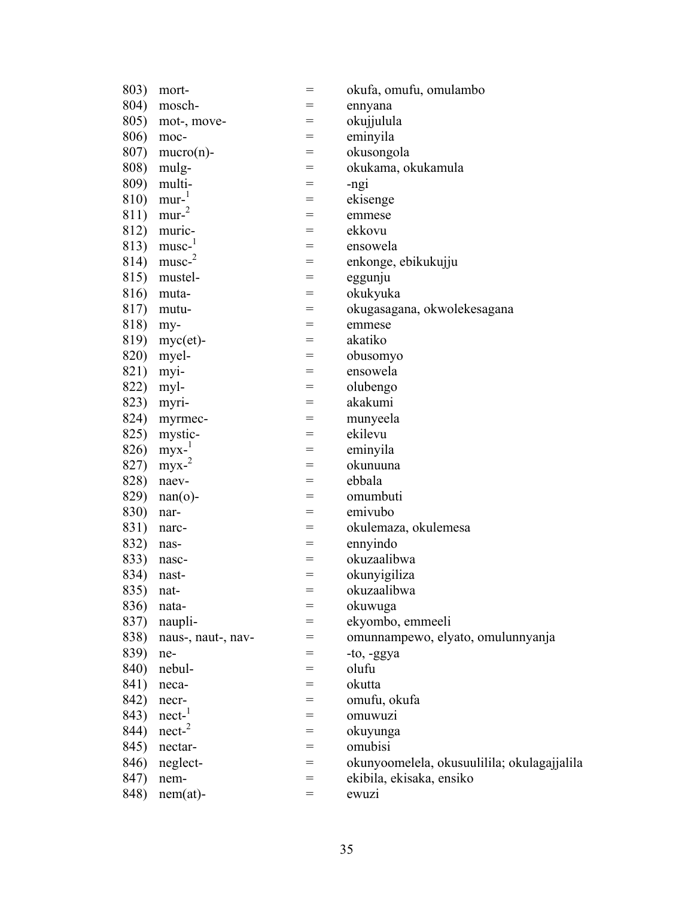803) mort- = okufa, omufu, omulambo
804) mosch- = ennyana
805) mot-, move- = okujjulula
806) moc- = eminyila
807) mucro(n)- = okusongola
808) mulg- = okukama, okukamula
809) multi- = -ngi
810) mur-[1] = ekisenge
811) mur-[2] = emmese
812) muric- = ekkovu
813) musc-[1] = ensowela
814) musc-[2] = enkonge, ebikukujju
815) mustel- = eggunju
816) muta- = okukyuka
817) mutu- = okugasagana, okwolekesagana
818) my- = emmese
819) myc(et)- = akatiko
820) myel- = obusomyo
821) myi- = ensowela
822) myl- = olubengo
823) myri- = akakumi
824) myrmec- = munyeela
825) mystic- = ekilevu
826) myx-[1] = eminyila
827) myx-[2] = okunuuna
828) naev- = ebbala
829) nan(o)- = omumbuti
830) nar- = emivubo
831) narc- = okulemaza, okulemesa
832) nas- = ennyindo
833) nasc- = okuzaalibwa
834) nast- = okunyigiliza
835) nat- = okuzaalibwa
836) nata- = okuwuga
837) naupli- = ekyombo, emmeeli
838) naus-, naut-, nav- = omunnampewo, elyato, omulunnyanja
839) ne- = -to, -ggya
840) nebul- = olufu
841) neca- = okutta
842) necr- = omufu, okufa
843) nect-[1] = omuwuzi
844) nect-[2] = okuyunga
845) nectar- = omubisi
846) neglect- = okunyoomelela, okusuulilila; okulagajjalila
847) nem- = ekibila, ekisaka, ensiko
848) nem(at)- = ewuzi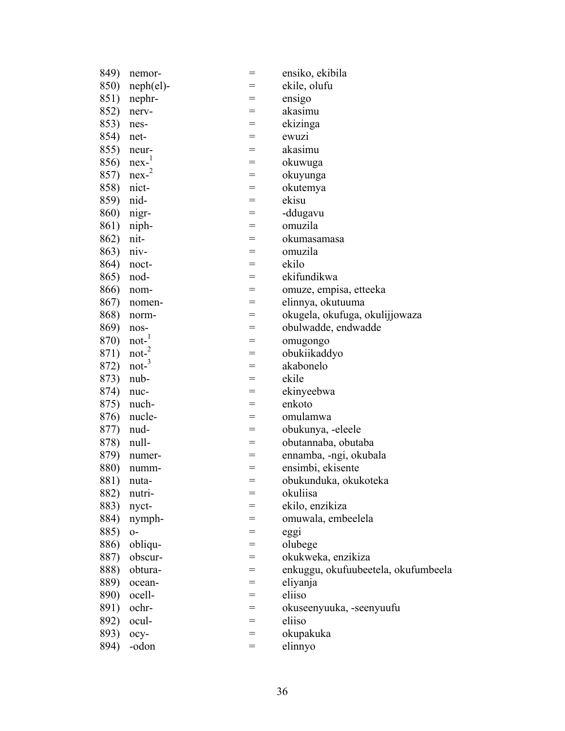849) nemor- = ensiko, ekibila
850) neph(el)- = ekile, olufu
851) nephr- = ensigo
852) nerv- = akasimu
853) nes- = ekizinga
854) net- = ewuzi
855) neur- = akasimu
856) nex-[1] = okuwuga
857) nex-[2] = okuyunga
858) nict- = okutemya
859) nid- = ekisu
860) nigr- = -ddugavu
861) niph- = omuzila
862) nit- = okumasamasa
863) niv- = omuzila
864) noct- = ekilo
865) nod- = ekifundikwa
866) nom- = omuze, empisa, etteeka
867) nomen- = elinnya, okutuuma
868) norm- = okugela, okufuga, okulijjowaza
869) nos- = obulwadde, endwadde
870) not-[1] = omugongo
871) not-[2] = obukiikaddyo
872) not-[3] = akabonelo
873) nub- = ekile
874) nuc- = ekinyeebwa
875) nuch- = enkoto
876) nucle- = omulamwa
877) nud- = obukunya, -eleele
878) null- = obutannaba, obutaba
879) numer- = ennamba, -ngi, okubala
880) numm- = ensimbi, ekisente
881) nuta- = obukunduka, okukoteka
882) nutri- = okuliisa
883) nyct- = ekilo, enzikiza
884) nymph- = omuwala, embeelela
885) o- = eggi
886) obliqu- = olubege
887) obscur- = okukweka, enzikiza
888) obtura- = enkuggu, okufuubeetela, okufumbeela
889) ocean- = eliyanja
890) ocell- = eliiso
891) ochr- = okuseenyuuka, -seenyuufu
892) ocul- = eliiso
893) ocy- = okupakuka
894) -odon = elinnyo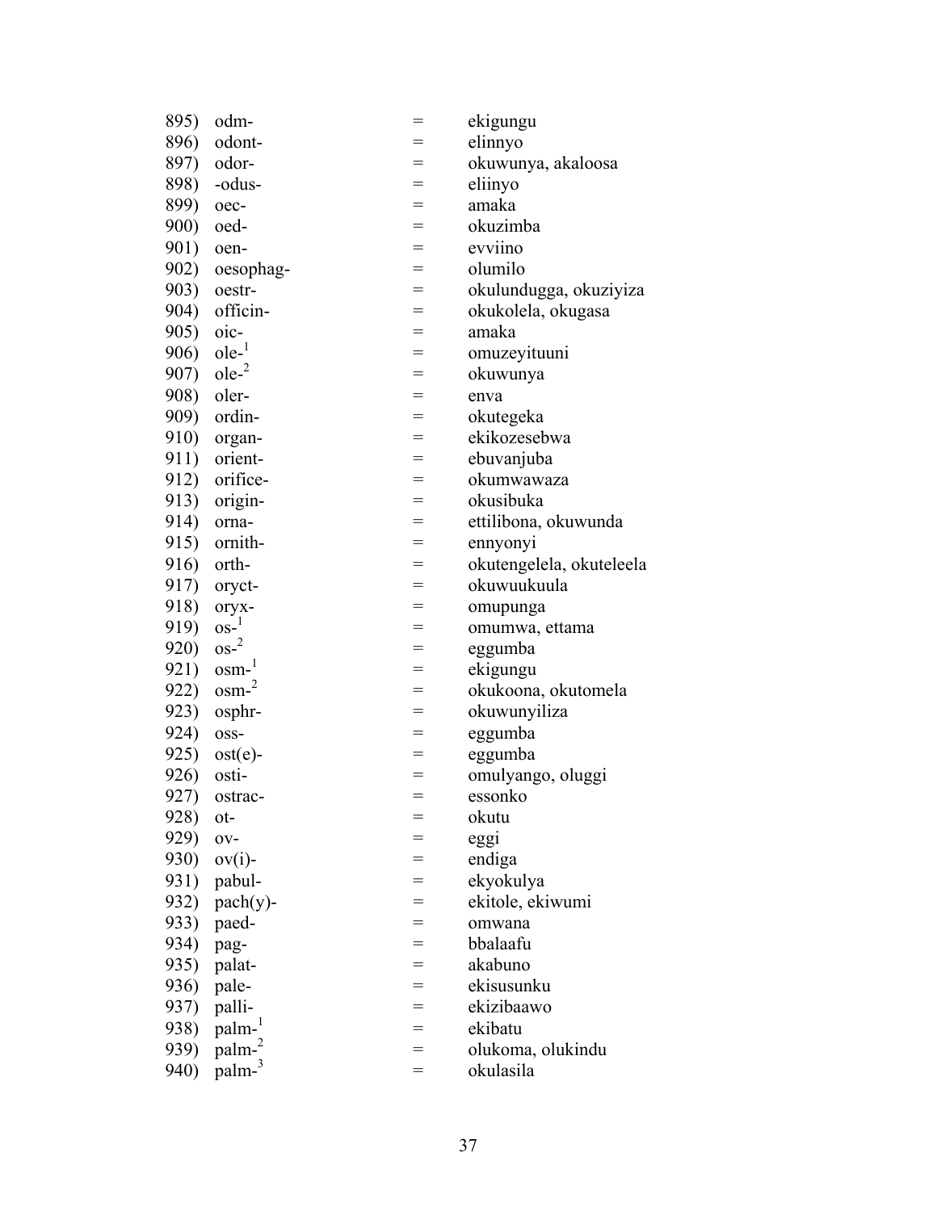895) odm- = ekigungu
896) odont- = elinnyo
897) odor- = okuwunya, akaloosa
898) -odus- = eliinyo
899) oec- = amaka
900) oed- = okuzimba
901) oen- = evviino
902) oesophag- = olumilo
903) oestr- = okulundugga, okuziyiza
904) officin- = okukolela, okugasa
905) oic- = amaka
906) ole-[1] = omuzeyituuni
907) ole-[2] = okuwunya
908) oler- = enva
909) ordin- = okutegeka
910) organ- = ekikozesebwa
911) orient- = ebuvanjuba
912) orifice- = okumwawaza
913) origin- = okusibuka
914) orna- = ettilibona, okuwunda
915) ornith- = ennyonyi
916) orth- = okutengelela, okuteleela
917) oryct- = okuwuukuula
918) oryx- = omupunga
919) os-[1] = omumwa, ettama
920) os-[2] = eggumba
921) osm-[1] = ekigungu
922) osm-[2] = okukoona, okutomela
923) osphr- = okuwunyiliza
924) oss- = eggumba
925) ost(e)- = eggumba
926) osti- = omulyango, oluggi
927) ostrac- = essonko
928) ot- = okutu
929) ov- = eggi
930) ov(i)- = endiga
931) pabul- = ekyokulya
932) pach(y)- = ekitole, ekiwumi
933) paed- = omwana
934) pag- = bbalaafu
935) palat- = akabuno
936) pale- = ekisusunku
937) palli- = ekizibaawo
938) palm-[1] = ekibatu
939) palm-[2] = olukoma, olukindu
940) palm-[3] = okulasila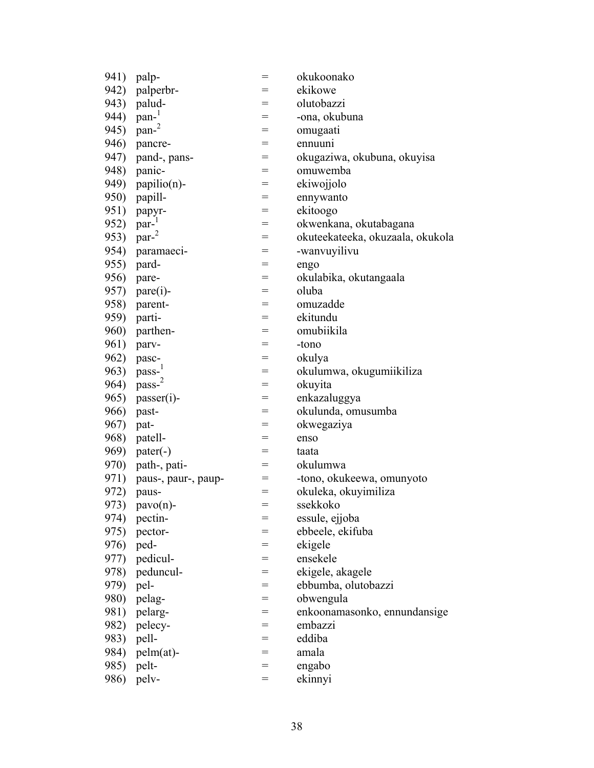| | | | |
|---|---|---|---|
| 941) | palp- | = | okukoonako |
| 942) | palperbr- | = | ekikowe |
| 943) | palud- | = | olutobazzi |
| 944) | pan-[1] | = | -ona, okubuna |
| 945) | pan-[2] | = | omugaati |
| 946) | pancre- | = | ennuuni |
| 947) | pand-, pans- | = | okugaziwa, okubuna, okuyisa |
| 948) | panic- | = | omuwemba |
| 949) | papilio(n)- | = | ekiwojjolo |
| 950) | papill- | = | ennywanto |
| 951) | papyr- | = | ekitoogo |
| 952) | par-[1] | = | okwenkana, okutabagana |
| 953) | par-[2] | = | okuteekateeka, okuzaala, okukola |
| 954) | paramaeci- | = | -wanvuyilivu |
| 955) | pard- | = | engo |
| 956) | pare- | = | okulabika, okutangaala |
| 957) | pare(i)- | = | oluba |
| 958) | parent- | = | omuzadde |
| 959) | parti- | = | ekitundu |
| 960) | parthen- | = | omubiikila |
| 961) | parv- | = | -tono |
| 962) | pasc- | = | okulya |
| 963) | pass-[1] | = | okulumwa, okugumiikiliza |
| 964) | pass-[2] | = | okuyita |
| 965) | passer(i)- | = | enkazaluggya |
| 966) | past- | = | okulunda, omusumba |
| 967) | pat- | = | okwegaziya |
| 968) | patell- | = | enso |
| 969) | pater(-) | = | taata |
| 970) | path-, pati- | = | okulumwa |
| 971) | paus-, paur-, paup- | = | -tono, okukeewa, omunyoto |
| 972) | paus- | = | okuleka, okuyimiliza |
| 973) | pavo(n)- | = | ssekkoko |
| 974) | pectin- | = | essule, ejjoba |
| 975) | pector- | = | ebbeele, ekifuba |
| 976) | ped- | = | ekigele |
| 977) | pedicul- | = | ensekele |
| 978) | peduncul- | = | ekigele, akagele |
| 979) | pel- | = | ebbumba, olutobazzi |
| 980) | pelag- | = | obwengula |
| 981) | pelarg- | = | enkoonamasonko, ennundansige |
| 982) | pelecy- | = | embazzi |
| 983) | pell- | = | eddiba |
| 984) | pelm(at)- | = | amala |
| 985) | pelt- | = | engabo |
| 986) | pelv- | = | ekinnyi |